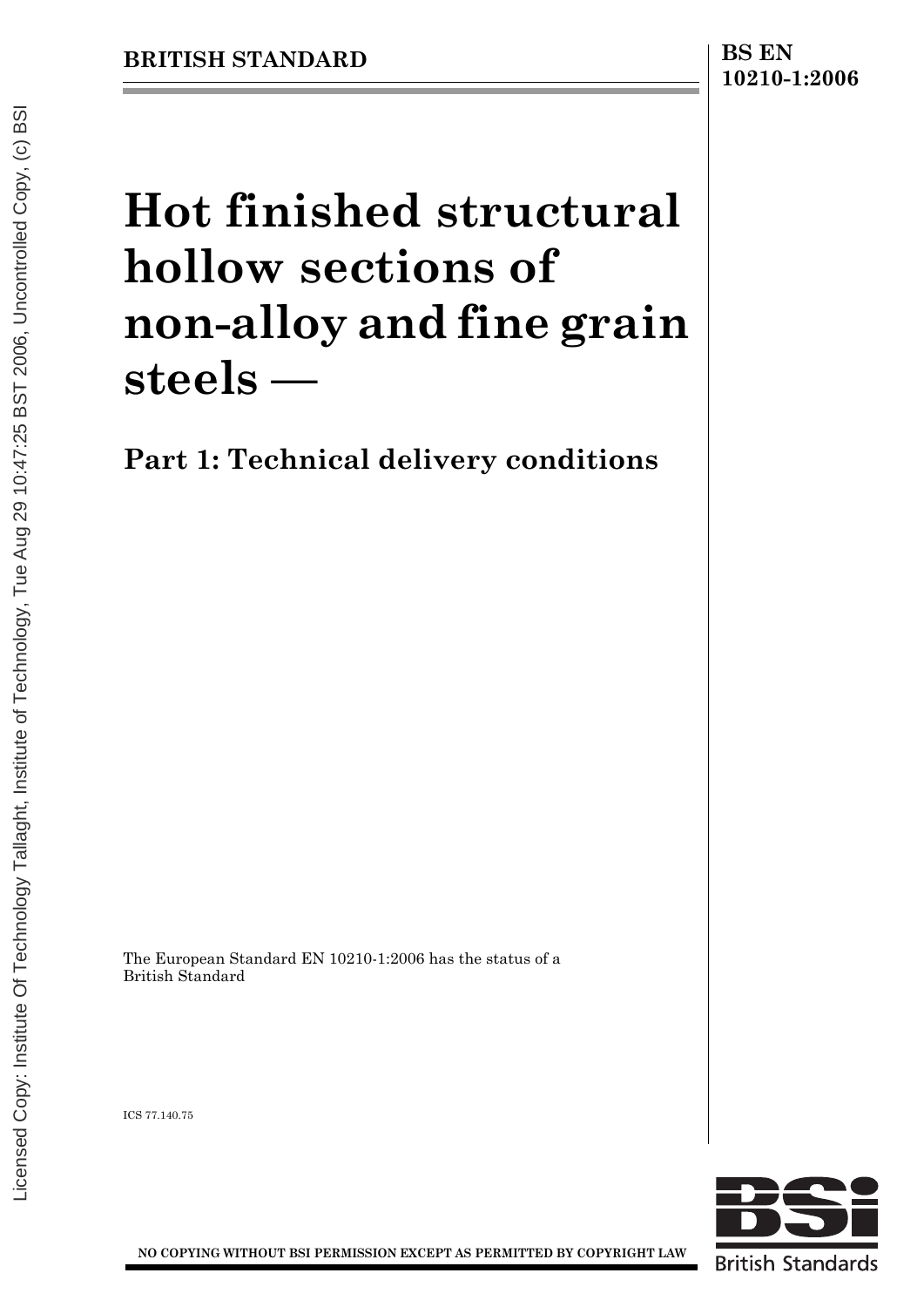BRITISH STANDARD

BS EN 10210-1:2006

# Hot finished structural hollow sections of non-alloy and fine grain steels —

## Part 1: Technical delivery conditions

The European Standard EN 10210-1:2006 has the status of a British Standard

ICS 77.140.75

NO COPYING WITHOUT BSI PERMISSION EXCEPT AS PERMITTED BY COPYRIGHT LAW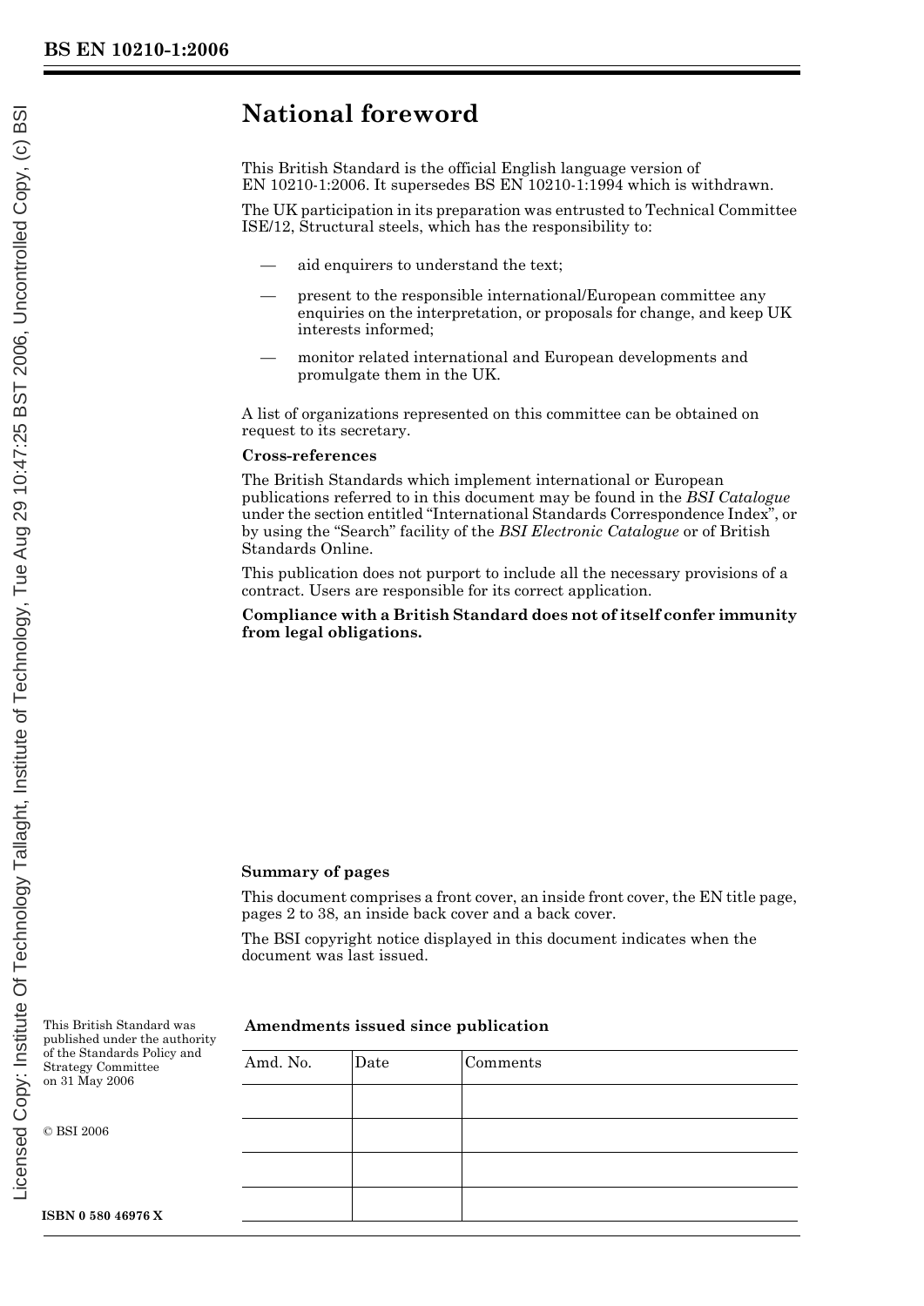# National foreword

This British Standard is the official English language version of EN 10210-1:2006. It supersedes BS EN 10210-1:1994 which is withdrawn.

The UK participation in its preparation was entrusted to Technical Committee ISE/12, Structural steels, which has the responsibility to:

- aid enquirers to understand the text;
- present to the responsible international/European committee any enquiries on the interpretation, or proposals for change, and keep UK interests informed;
- monitor related international and European developments and promulgate them in the UK.

A list of organizations represented on this committee can be obtained on request to its secretary.

**Cross-references**

The British Standards which implement international or European publications referred to in this document may be found in the *BSI Catalogue* under the section entitled "International Standards Correspondence Index", or by using the "Search" facility of the *BSI Electronic Catalogue* or of British Standards Online.

This publication does not purport to include all the necessary provisions of a contract. Users are responsible for its correct application.

**Compliance with a British Standard does not of itself confer immunity from legal obligations.**

**Summary of pages**

This document comprises a front cover, an inside front cover, the EN title page, pages 2 to 38, an inside back cover and a back cover.

The BSI copyright notice displayed in this document indicates when the document was last issued.

This British Standard was published under the authority of the Standards Policy and Strategy Committee on 31 May 2006

© BSI 2006

**ISBN 0 580 46976 X**

**Amendments issued since publication**

| Amd. No. | Date | Comments |
|---|---|---|
| | | |
| | | |
| | | |
| | | |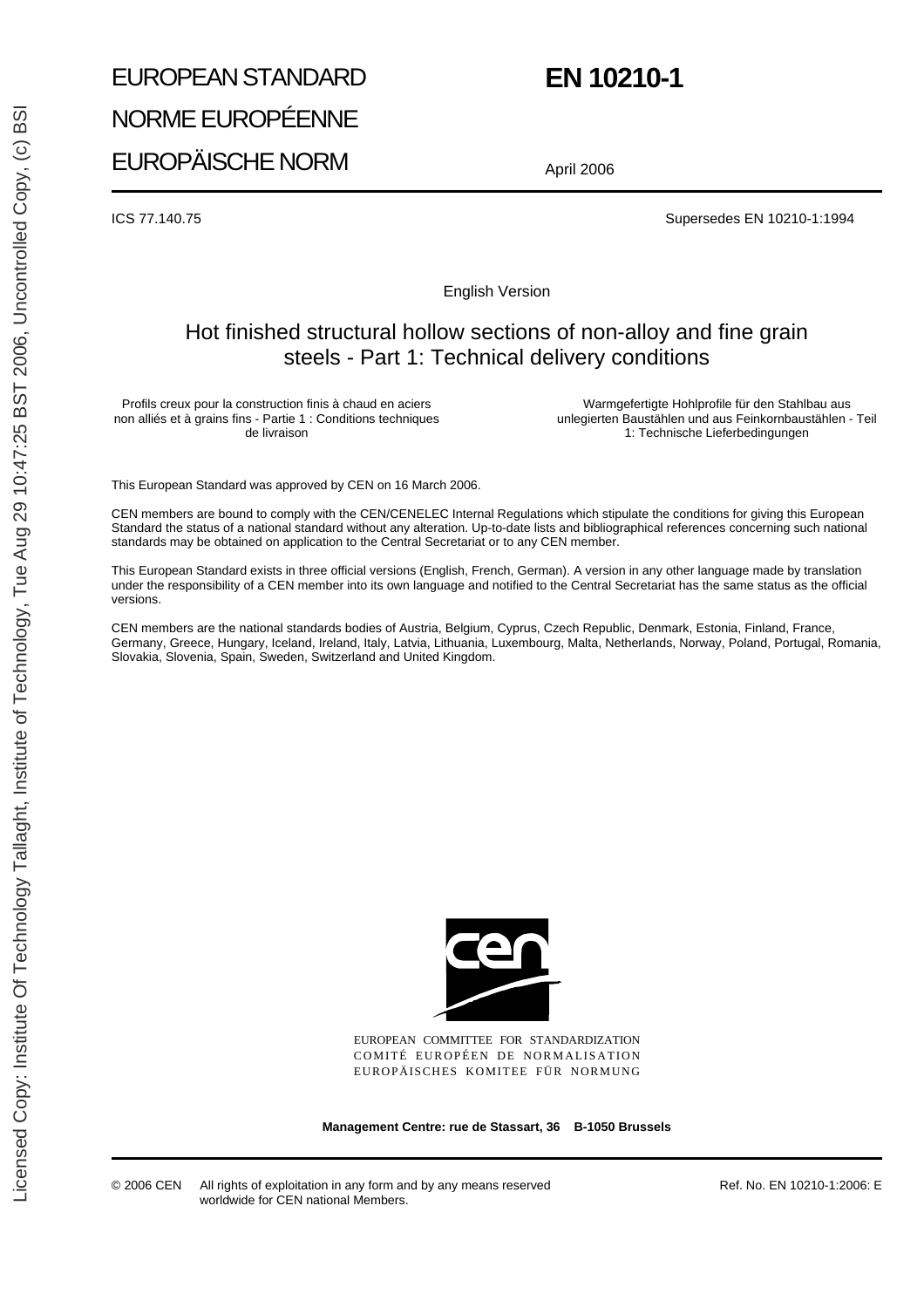EUROPEAN STANDARD

NORME EUROPÉENNE

EUROPÄISCHE NORM

# EN 10210-1

April 2006

ICS 77.140.75

Supersedes EN 10210-1:1994

English Version

## Hot finished structural hollow sections of non-alloy and fine grain steels - Part 1: Technical delivery conditions

Profils creux pour la construction finis à chaud en aciers non alliés et à grains fins - Partie 1 : Conditions techniques de livraison

Warmgefertigte Hohlprofile für den Stahlbau aus unlegierten Baustählen und aus Feinkornbaustählen - Teil 1: Technische Lieferbedingungen

This European Standard was approved by CEN on 16 March 2006.

CEN members are bound to comply with the CEN/CENELEC Internal Regulations which stipulate the conditions for giving this European Standard the status of a national standard without any alteration. Up-to-date lists and bibliographical references concerning such national standards may be obtained on application to the Central Secretariat or to any CEN member.

This European Standard exists in three official versions (English, French, German). A version in any other language made by translation under the responsibility of a CEN member into its own language and notified to the Central Secretariat has the same status as the official versions.

CEN members are the national standards bodies of Austria, Belgium, Cyprus, Czech Republic, Denmark, Estonia, Finland, France, Germany, Greece, Hungary, Iceland, Ireland, Italy, Latvia, Lithuania, Luxembourg, Malta, Netherlands, Norway, Poland, Portugal, Romania, Slovakia, Slovenia, Spain, Sweden, Switzerland and United Kingdom.

EUROPEAN COMMITTEE FOR STANDARDIZATION
COMITÉ EUROPÉEN DE NORMALISATION
EUROPÄISCHES KOMITEE FÜR NORMUNG

**Management Centre: rue de Stassart, 36 B-1050 Brussels**

© 2006 CEN All rights of exploitation in any form and by any means reserved worldwide for CEN national Members.

Ref. No. EN 10210-1:2006: E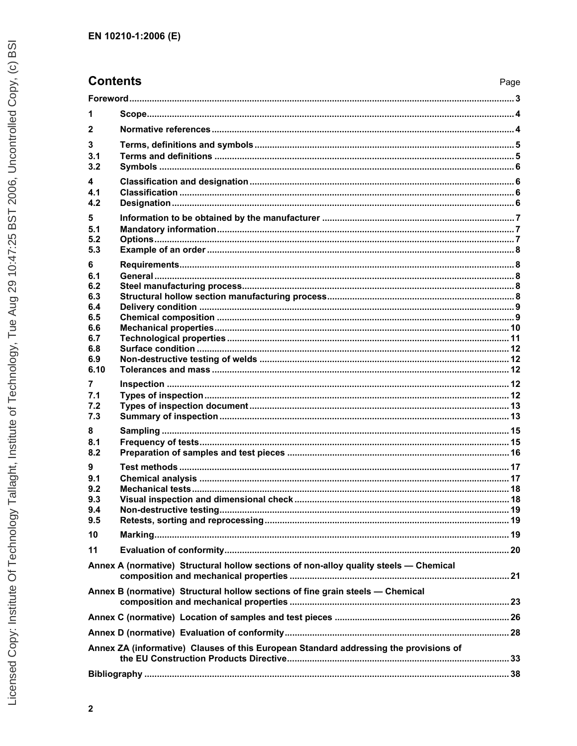## Contents

| | | Page |
|---|---|---|
| Foreword | | 3 |
| 1 | Scope | 4 |
| 2 | Normative references | 4 |
| 3 | Terms, definitions and symbols | 5 |
| 3.1 | Terms and definitions | 5 |
| 3.2 | Symbols | 6 |
| 4 | Classification and designation | 6 |
| 4.1 | Classification | 6 |
| 4.2 | Designation | 6 |
| 5 | Information to be obtained by the manufacturer | 7 |
| 5.1 | Mandatory information | 7 |
| 5.2 | Options | 7 |
| 5.3 | Example of an order | 8 |
| 6 | Requirements | 8 |
| 6.1 | General | 8 |
| 6.2 | Steel manufacturing process | 8 |
| 6.3 | Structural hollow section manufacturing process | 8 |
| 6.4 | Delivery condition | 9 |
| 6.5 | Chemical composition | 9 |
| 6.6 | Mechanical properties | 10 |
| 6.7 | Technological properties | 11 |
| 6.8 | Surface condition | 12 |
| 6.9 | Non-destructive testing of welds | 12 |
| 6.10 | Tolerances and mass | 12 |
| 7 | Inspection | 12 |
| 7.1 | Types of inspection | 12 |
| 7.2 | Types of inspection document | 13 |
| 7.3 | Summary of inspection | 13 |
| 8 | Sampling | 15 |
| 8.1 | Frequency of tests | 15 |
| 8.2 | Preparation of samples and test pieces | 16 |
| 9 | Test methods | 17 |
| 9.1 | Chemical analysis | 17 |
| 9.2 | Mechanical tests | 18 |
| 9.3 | Visual inspection and dimensional check | 18 |
| 9.4 | Non-destructive testing | 19 |
| 9.5 | Retests, sorting and reprocessing | 19 |
| 10 | Marking | 19 |
| 11 | Evaluation of conformity | 20 |
| Annex A (normative) Structural hollow sections of non-alloy quality steels — Chemical composition and mechanical properties | | 21 |
| Annex B (normative) Structural hollow sections of fine grain steels — Chemical composition and mechanical properties | | 23 |
| Annex C (normative) Location of samples and test pieces | | 26 |
| Annex D (normative) Evaluation of conformity | | 28 |
| Annex ZA (informative) Clauses of this European Standard addressing the provisions of the EU Construction Products Directive | | 33 |
| Bibliography | | 38 |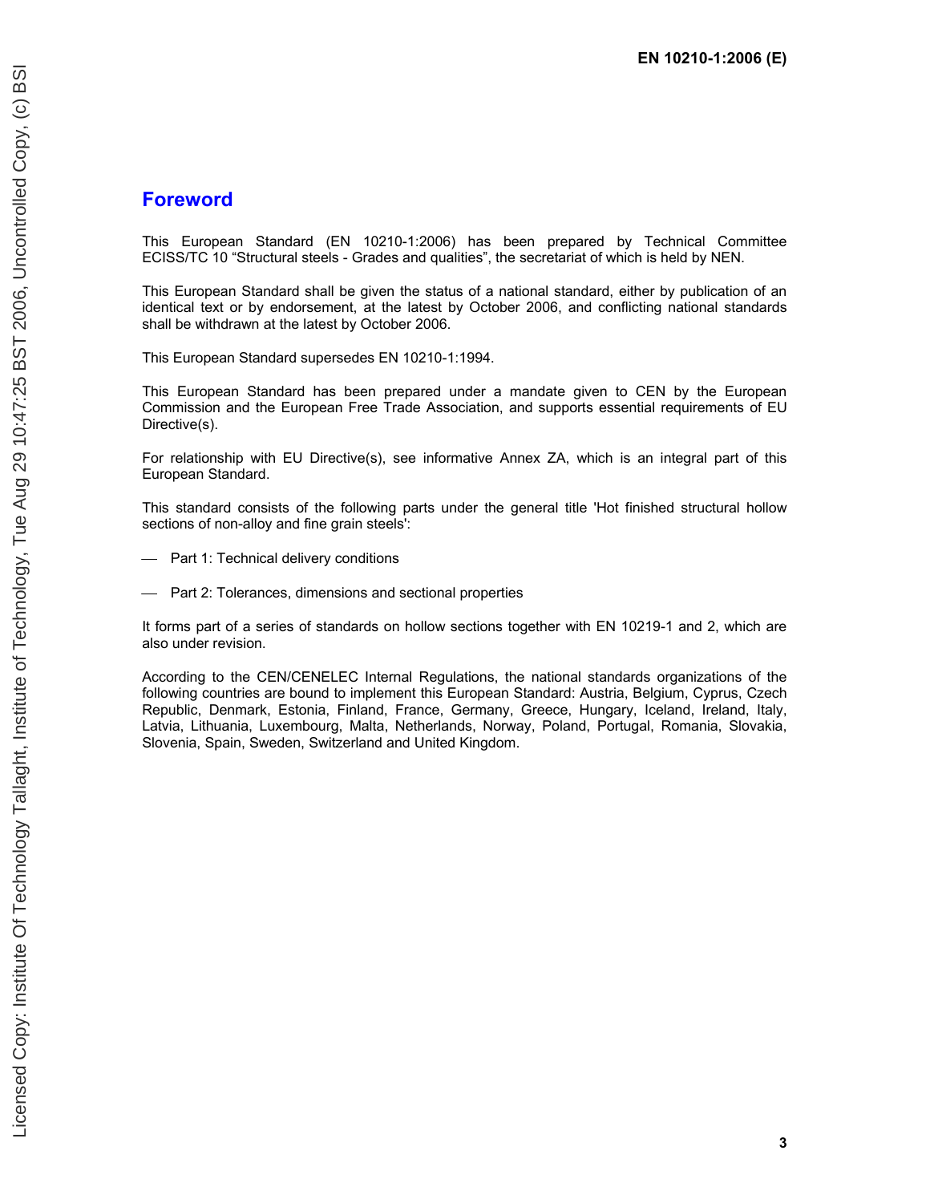# Foreword

This European Standard (EN 10210-1:2006) has been prepared by Technical Committee ECISS/TC 10 "Structural steels - Grades and qualities", the secretariat of which is held by NEN.

This European Standard shall be given the status of a national standard, either by publication of an identical text or by endorsement, at the latest by October 2006, and conflicting national standards shall be withdrawn at the latest by October 2006.

This European Standard supersedes EN 10210-1:1994.

This European Standard has been prepared under a mandate given to CEN by the European Commission and the European Free Trade Association, and supports essential requirements of EU Directive(s).

For relationship with EU Directive(s), see informative Annex ZA, which is an integral part of this European Standard.

This standard consists of the following parts under the general title 'Hot finished structural hollow sections of non-alloy and fine grain steels':

- Part 1: Technical delivery conditions
- Part 2: Tolerances, dimensions and sectional properties

It forms part of a series of standards on hollow sections together with EN 10219-1 and 2, which are also under revision.

According to the CEN/CENELEC Internal Regulations, the national standards organizations of the following countries are bound to implement this European Standard: Austria, Belgium, Cyprus, Czech Republic, Denmark, Estonia, Finland, France, Germany, Greece, Hungary, Iceland, Ireland, Italy, Latvia, Lithuania, Luxembourg, Malta, Netherlands, Norway, Poland, Portugal, Romania, Slovakia, Slovenia, Spain, Sweden, Switzerland and United Kingdom.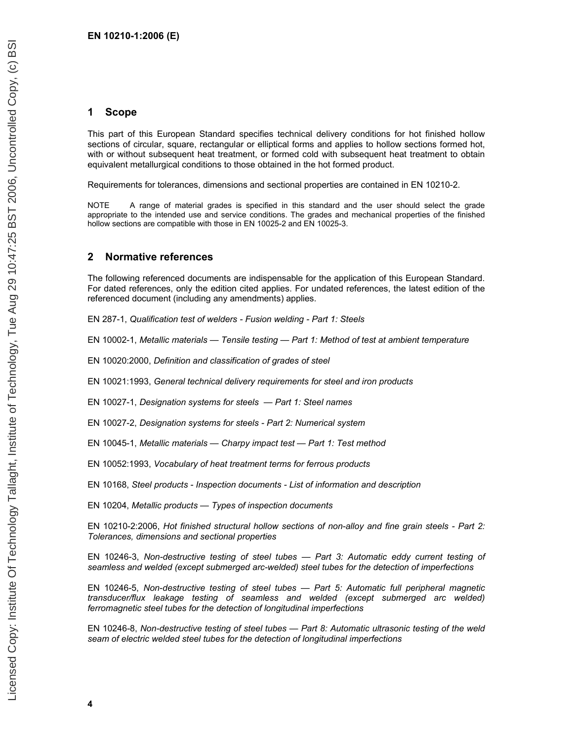## 1 Scope

This part of this European Standard specifies technical delivery conditions for hot finished hollow sections of circular, square, rectangular or elliptical forms and applies to hollow sections formed hot, with or without subsequent heat treatment, or formed cold with subsequent heat treatment to obtain equivalent metallurgical conditions to those obtained in the hot formed product.

Requirements for tolerances, dimensions and sectional properties are contained in EN 10210-2.

NOTE A range of material grades is specified in this standard and the user should select the grade appropriate to the intended use and service conditions. The grades and mechanical properties of the finished hollow sections are compatible with those in EN 10025-2 and EN 10025-3.

## 2 Normative references

The following referenced documents are indispensable for the application of this European Standard. For dated references, only the edition cited applies. For undated references, the latest edition of the referenced document (including any amendments) applies.

EN 287-1, *Qualification test of welders - Fusion welding - Part 1: Steels*

EN 10002-1, *Metallic materials — Tensile testing — Part 1: Method of test at ambient temperature*

EN 10020:2000, *Definition and classification of grades of steel*

EN 10021:1993, *General technical delivery requirements for steel and iron products*

EN 10027-1, *Designation systems for steels — Part 1: Steel names*

EN 10027-2, *Designation systems for steels - Part 2: Numerical system*

EN 10045-1, *Metallic materials — Charpy impact test — Part 1: Test method*

EN 10052:1993, *Vocabulary of heat treatment terms for ferrous products*

EN 10168, *Steel products - Inspection documents - List of information and description*

EN 10204, *Metallic products — Types of inspection documents*

EN 10210-2:2006, *Hot finished structural hollow sections of non-alloy and fine grain steels - Part 2: Tolerances, dimensions and sectional properties*

EN 10246-3, *Non-destructive testing of steel tubes — Part 3: Automatic eddy current testing of seamless and welded (except submerged arc-welded) steel tubes for the detection of imperfections*

EN 10246-5, *Non-destructive testing of steel tubes — Part 5: Automatic full peripheral magnetic transducer/flux leakage testing of seamless and welded (except submerged arc welded) ferromagnetic steel tubes for the detection of longitudinal imperfections*

EN 10246-8, *Non-destructive testing of steel tubes — Part 8: Automatic ultrasonic testing of the weld seam of electric welded steel tubes for the detection of longitudinal imperfections*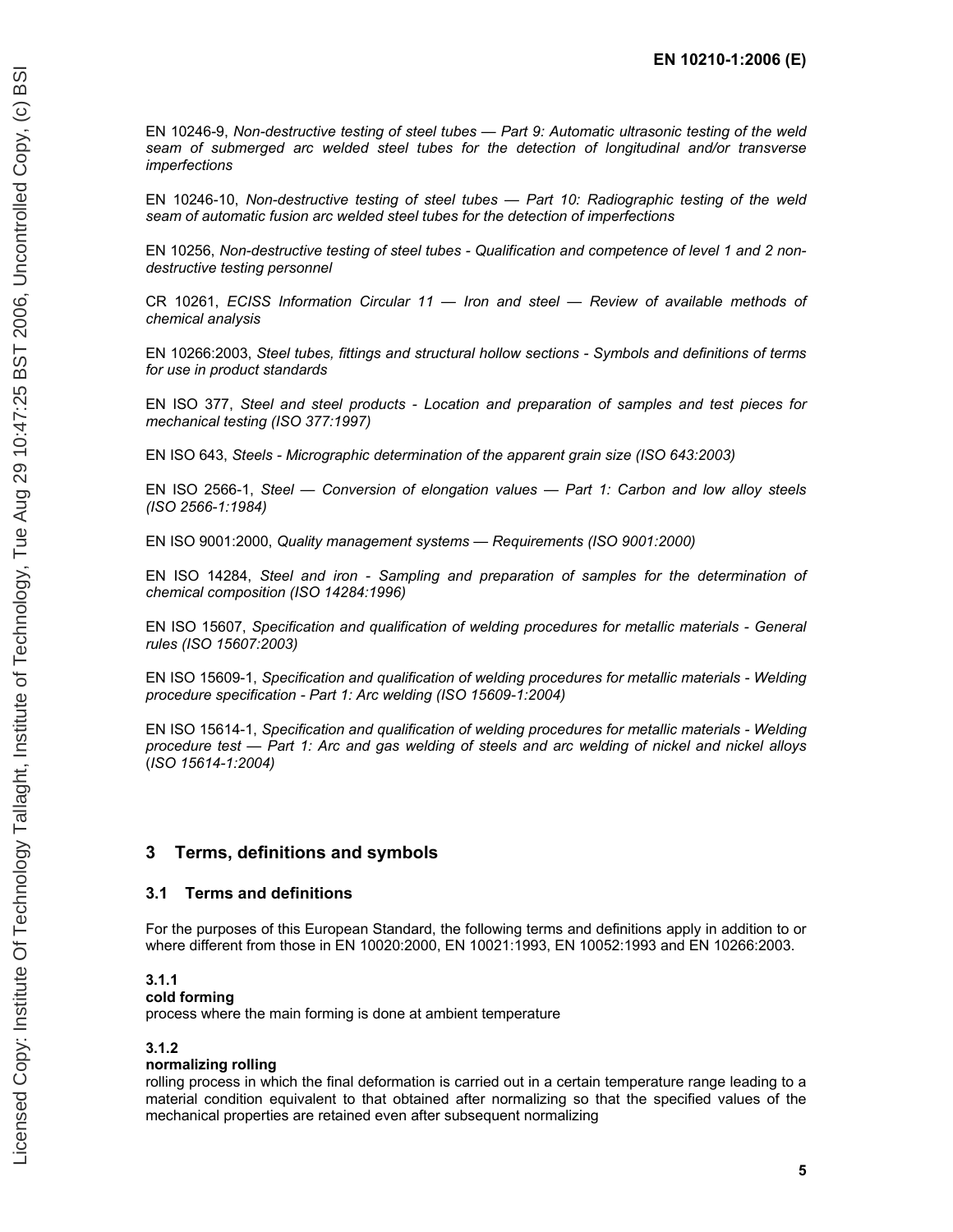EN 10246-9, *Non-destructive testing of steel tubes — Part 9: Automatic ultrasonic testing of the weld seam of submerged arc welded steel tubes for the detection of longitudinal and/or transverse imperfections*

EN 10246-10, *Non-destructive testing of steel tubes — Part 10: Radiographic testing of the weld seam of automatic fusion arc welded steel tubes for the detection of imperfections*

EN 10256, *Non-destructive testing of steel tubes - Qualification and competence of level 1 and 2 non-destructive testing personnel*

CR 10261, *ECISS Information Circular 11 — Iron and steel — Review of available methods of chemical analysis*

EN 10266:2003, *Steel tubes, fittings and structural hollow sections - Symbols and definitions of terms for use in product standards*

EN ISO 377, *Steel and steel products - Location and preparation of samples and test pieces for mechanical testing (ISO 377:1997)*

EN ISO 643, *Steels - Micrographic determination of the apparent grain size (ISO 643:2003)*

EN ISO 2566-1, *Steel — Conversion of elongation values — Part 1: Carbon and low alloy steels (ISO 2566-1:1984)*

EN ISO 9001:2000, *Quality management systems — Requirements (ISO 9001:2000)*

EN ISO 14284, *Steel and iron - Sampling and preparation of samples for the determination of chemical composition (ISO 14284:1996)*

EN ISO 15607, *Specification and qualification of welding procedures for metallic materials - General rules (ISO 15607:2003)*

EN ISO 15609-1, *Specification and qualification of welding procedures for metallic materials - Welding procedure specification - Part 1: Arc welding (ISO 15609-1:2004)*

EN ISO 15614-1, *Specification and qualification of welding procedures for metallic materials - Welding procedure test — Part 1: Arc and gas welding of steels and arc welding of nickel and nickel alloys* (*ISO 15614-1:2004)*

## 3 Terms, definitions and symbols

### 3.1 Terms and definitions

For the purposes of this European Standard, the following terms and definitions apply in addition to or where different from those in EN 10020:2000, EN 10021:1993, EN 10052:1993 and EN 10266:2003.

**3.1.1**
**cold forming**
process where the main forming is done at ambient temperature

**3.1.2**
**normalizing rolling**
rolling process in which the final deformation is carried out in a certain temperature range leading to a material condition equivalent to that obtained after normalizing so that the specified values of the mechanical properties are retained even after subsequent normalizing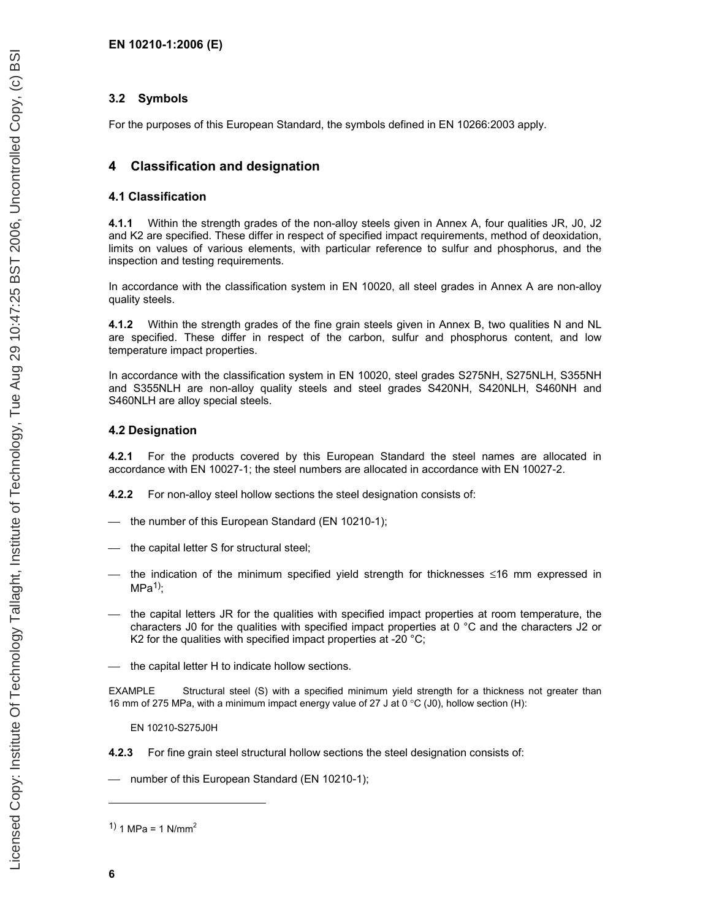### 3.2 Symbols

For the purposes of this European Standard, the symbols defined in EN 10266:2003 apply.

## 4 Classification and designation

### 4.1 Classification

**4.1.1** Within the strength grades of the non-alloy steels given in Annex A, four qualities JR, J0, J2 and K2 are specified. These differ in respect of specified impact requirements, method of deoxidation, limits on values of various elements, with particular reference to sulfur and phosphorus, and the inspection and testing requirements.

In accordance with the classification system in EN 10020, all steel grades in Annex A are non-alloy quality steels.

**4.1.2** Within the strength grades of the fine grain steels given in Annex B, two qualities N and NL are specified. These differ in respect of the carbon, sulfur and phosphorus content, and low temperature impact properties.

In accordance with the classification system in EN 10020, steel grades S275NH, S275NLH, S355NH and S355NLH are non-alloy quality steels and steel grades S420NH, S420NLH, S460NH and S460NLH are alloy special steels.

### 4.2 Designation

**4.2.1** For the products covered by this European Standard the steel names are allocated in accordance with EN 10027-1; the steel numbers are allocated in accordance with EN 10027-2.

**4.2.2** For non-alloy steel hollow sections the steel designation consists of:

- the number of this European Standard (EN 10210-1);
- the capital letter S for structural steel;
- the indication of the minimum specified yield strength for thicknesses ≤16 mm expressed in MPa[1];
- the capital letters JR for the qualities with specified impact properties at room temperature, the characters J0 for the qualities with specified impact properties at 0 °C and the characters J2 or K2 for the qualities with specified impact properties at -20 °C;
- the capital letter H to indicate hollow sections.

EXAMPLE Structural steel (S) with a specified minimum yield strength for a thickness not greater than 16 mm of 275 MPa, with a minimum impact energy value of 27 J at 0 °C (J0), hollow section (H):

EN 10210-S275J0H

**4.2.3** For fine grain steel structural hollow sections the steel designation consists of:

- number of this European Standard (EN 10210-1);

[1] 1 MPa = 1 N/mm$^2$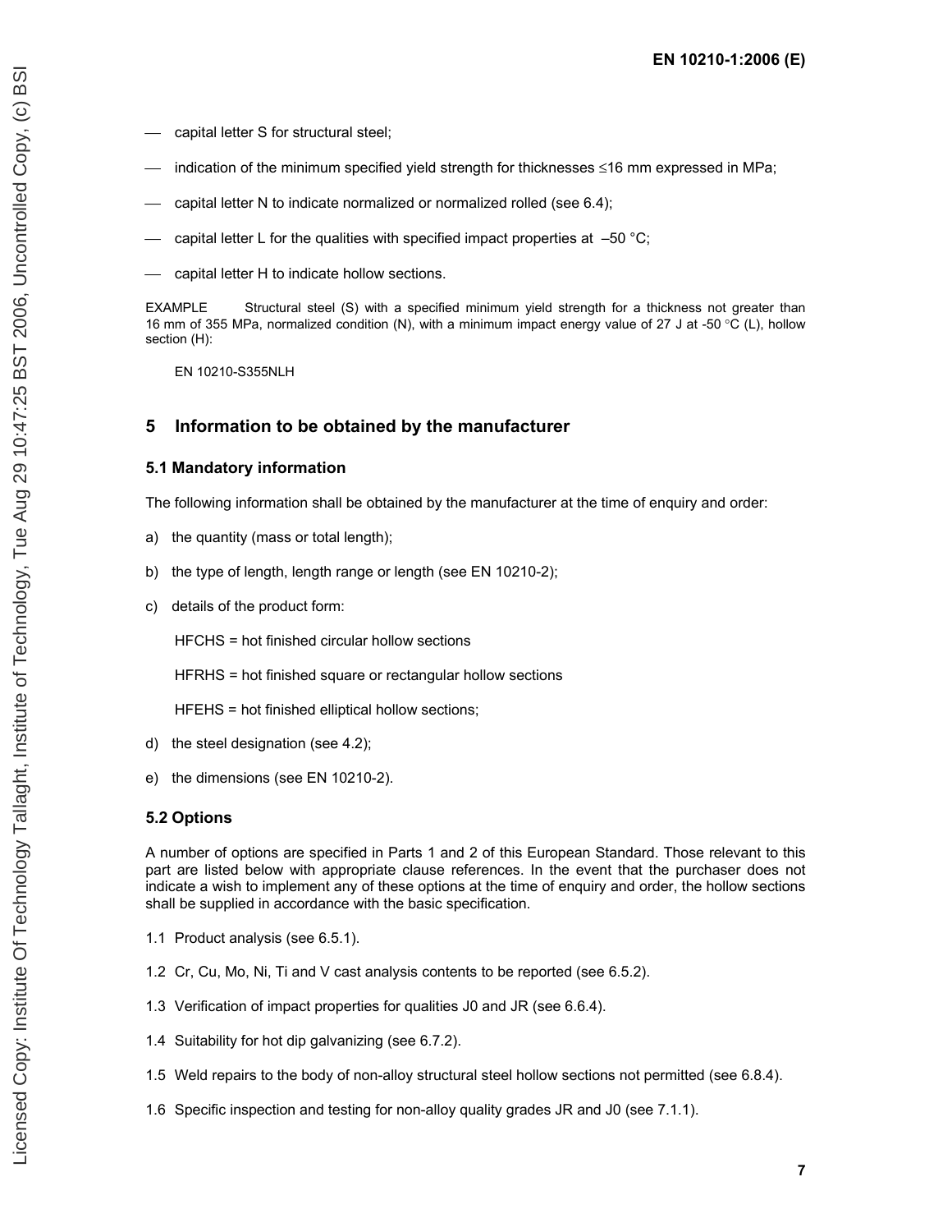- capital letter S for structural steel;
- indication of the minimum specified yield strength for thicknesses ≤16 mm expressed in MPa;
- capital letter N to indicate normalized or normalized rolled (see 6.4);
- capital letter L for the qualities with specified impact properties at –50 °C;
- capital letter H to indicate hollow sections.

EXAMPLE Structural steel (S) with a specified minimum yield strength for a thickness not greater than 16 mm of 355 MPa, normalized condition (N), with a minimum impact energy value of 27 J at -50 °C (L), hollow section (H):

EN 10210-S355NLH

## 5 Information to be obtained by the manufacturer

### 5.1 Mandatory information

The following information shall be obtained by the manufacturer at the time of enquiry and order:

a) the quantity (mass or total length);

b) the type of length, length range or length (see EN 10210-2);

c) details of the product form:

HFCHS = hot finished circular hollow sections

HFRHS = hot finished square or rectangular hollow sections

HFEHS = hot finished elliptical hollow sections;

d) the steel designation (see 4.2);

e) the dimensions (see EN 10210-2).

### 5.2 Options

A number of options are specified in Parts 1 and 2 of this European Standard. Those relevant to this part are listed below with appropriate clause references. In the event that the purchaser does not indicate a wish to implement any of these options at the time of enquiry and order, the hollow sections shall be supplied in accordance with the basic specification.

1.1 Product analysis (see 6.5.1).

1.2 Cr, Cu, Mo, Ni, Ti and V cast analysis contents to be reported (see 6.5.2).

1.3 Verification of impact properties for qualities J0 and JR (see 6.6.4).

1.4 Suitability for hot dip galvanizing (see 6.7.2).

1.5 Weld repairs to the body of non-alloy structural steel hollow sections not permitted (see 6.8.4).

1.6 Specific inspection and testing for non-alloy quality grades JR and J0 (see 7.1.1).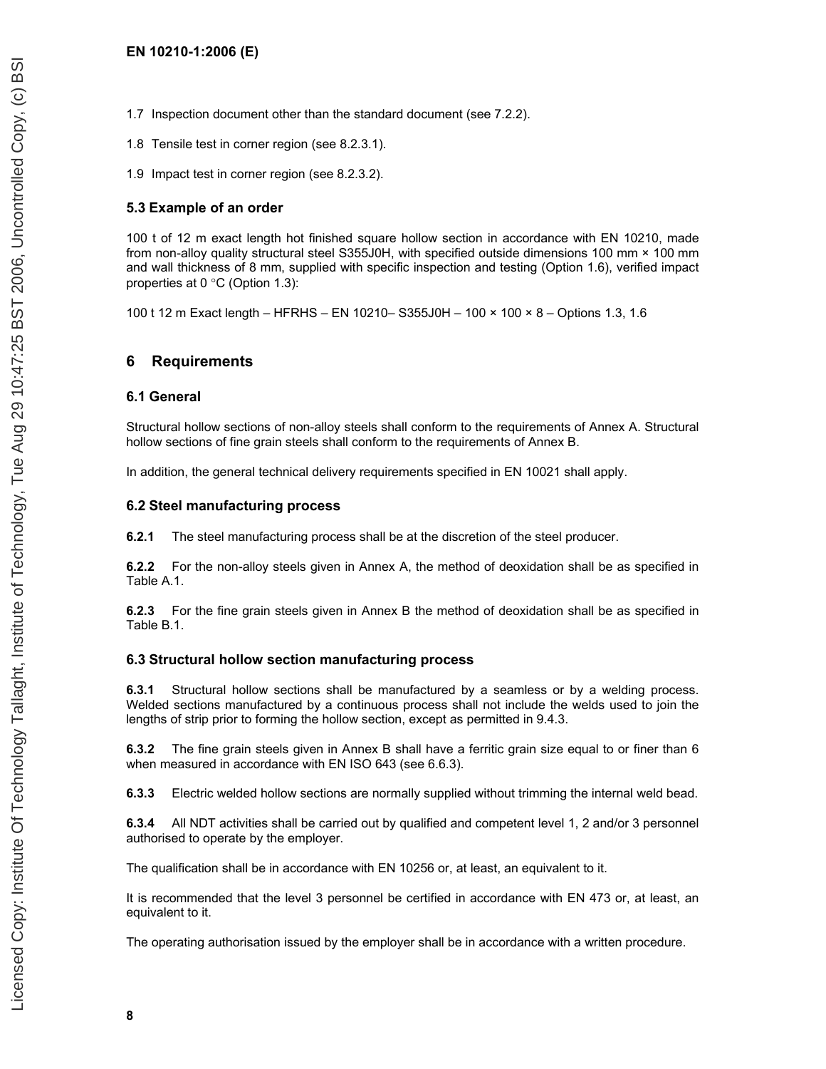1.7 Inspection document other than the standard document (see 7.2.2).

1.8 Tensile test in corner region (see 8.2.3.1).

1.9 Impact test in corner region (see 8.2.3.2).

### 5.3 Example of an order

100 t of 12 m exact length hot finished square hollow section in accordance with EN 10210, made from non-alloy quality structural steel S355J0H, with specified outside dimensions 100 mm × 100 mm and wall thickness of 8 mm, supplied with specific inspection and testing (Option 1.6), verified impact properties at 0 °C (Option 1.3):

100 t 12 m Exact length – HFRHS – EN 10210– S355J0H – 100 × 100 × 8 – Options 1.3, 1.6

## 6 Requirements

### 6.1 General

Structural hollow sections of non-alloy steels shall conform to the requirements of Annex A. Structural hollow sections of fine grain steels shall conform to the requirements of Annex B.

In addition, the general technical delivery requirements specified in EN 10021 shall apply.

### 6.2 Steel manufacturing process

**6.2.1** The steel manufacturing process shall be at the discretion of the steel producer.

**6.2.2** For the non-alloy steels given in Annex A, the method of deoxidation shall be as specified in Table A.1.

**6.2.3** For the fine grain steels given in Annex B the method of deoxidation shall be as specified in Table B.1.

### 6.3 Structural hollow section manufacturing process

**6.3.1** Structural hollow sections shall be manufactured by a seamless or by a welding process. Welded sections manufactured by a continuous process shall not include the welds used to join the lengths of strip prior to forming the hollow section, except as permitted in 9.4.3.

**6.3.2** The fine grain steels given in Annex B shall have a ferritic grain size equal to or finer than 6 when measured in accordance with EN ISO 643 (see 6.6.3).

**6.3.3** Electric welded hollow sections are normally supplied without trimming the internal weld bead.

**6.3.4** All NDT activities shall be carried out by qualified and competent level 1, 2 and/or 3 personnel authorised to operate by the employer.

The qualification shall be in accordance with EN 10256 or, at least, an equivalent to it.

It is recommended that the level 3 personnel be certified in accordance with EN 473 or, at least, an equivalent to it.

The operating authorisation issued by the employer shall be in accordance with a written procedure.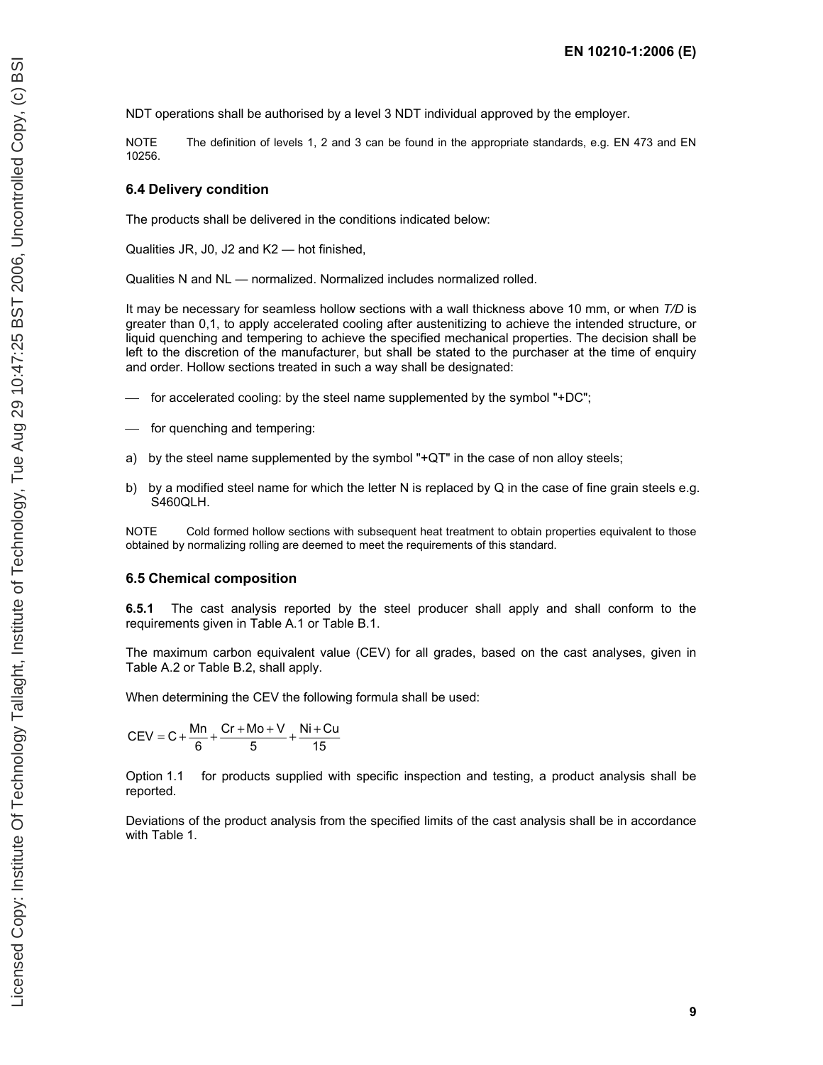NDT operations shall be authorised by a level 3 NDT individual approved by the employer.

NOTE The definition of levels 1, 2 and 3 can be found in the appropriate standards, e.g. EN 473 and EN 10256.

### 6.4 Delivery condition

The products shall be delivered in the conditions indicated below:

Qualities JR, J0, J2 and K2 — hot finished,

Qualities N and NL — normalized. Normalized includes normalized rolled.

It may be necessary for seamless hollow sections with a wall thickness above 10 mm, or when *T/D* is greater than 0,1, to apply accelerated cooling after austenitizing to achieve the intended structure, or liquid quenching and tempering to achieve the specified mechanical properties. The decision shall be left to the discretion of the manufacturer, but shall be stated to the purchaser at the time of enquiry and order. Hollow sections treated in such a way shall be designated:

- for accelerated cooling: by the steel name supplemented by the symbol "+DC";
- for quenching and tempering:

a) by the steel name supplemented by the symbol "+QT" in the case of non alloy steels;

b) by a modified steel name for which the letter N is replaced by Q in the case of fine grain steels e.g. S460QLH.

NOTE Cold formed hollow sections with subsequent heat treatment to obtain properties equivalent to those obtained by normalizing rolling are deemed to meet the requirements of this standard.

### 6.5 Chemical composition

**6.5.1** The cast analysis reported by the steel producer shall apply and shall conform to the requirements given in Table A.1 or Table B.1.

The maximum carbon equivalent value (CEV) for all grades, based on the cast analyses, given in Table A.2 or Table B.2, shall apply.

When determining the CEV the following formula shall be used:

$$CEV = C + \frac{Mn}{6} + \frac{Cr + Mo + V}{5} + \frac{Ni + Cu}{15}$$

Option 1.1 for products supplied with specific inspection and testing, a product analysis shall be reported.

Deviations of the product analysis from the specified limits of the cast analysis shall be in accordance with Table 1.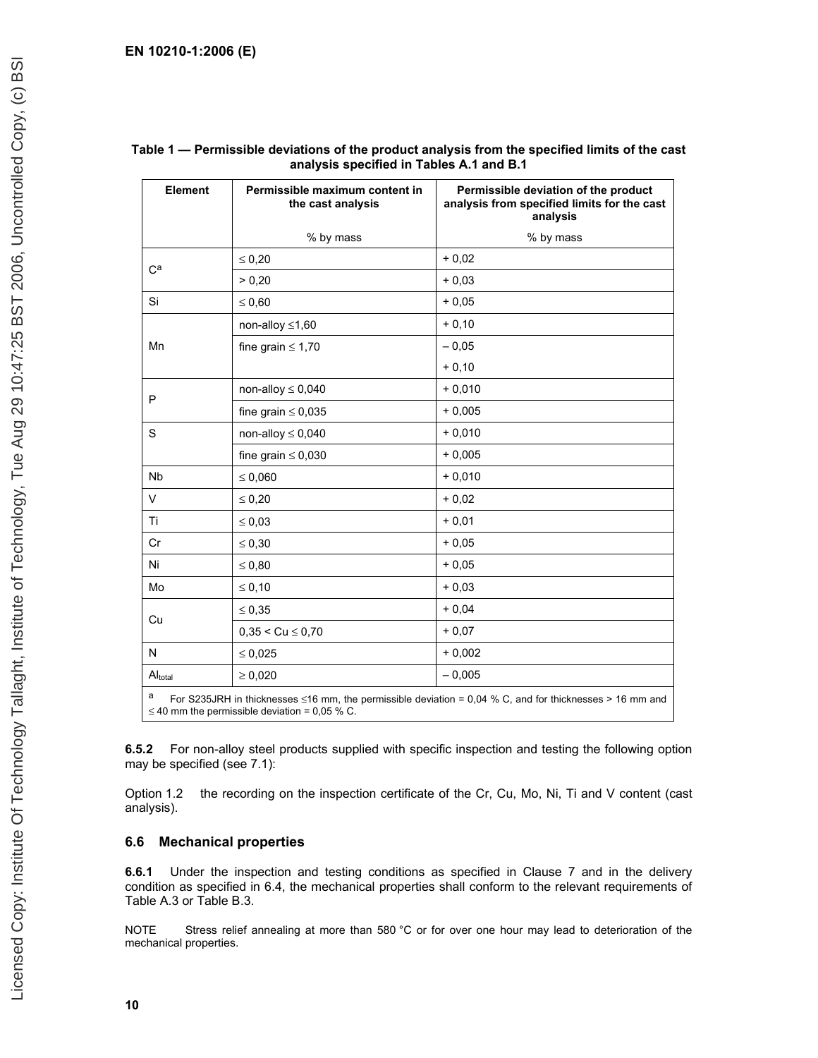**Table 1 — Permissible deviations of the product analysis from the specified limits of the cast analysis specified in Tables A.1 and B.1**

| Element | Permissible maximum content in the cast analysis | Permissible deviation of the product analysis from specified limits for the cast analysis |
|---|---|---|
| | % by mass | % by mass |
| C[a] | ≤ 0,20 | + 0,02 |
| | > 0,20 | + 0,03 |
| Si | ≤ 0,60 | + 0,05 |
| Mn | non-alloy ≤1,60 | + 0,10 |
| | fine grain ≤ 1,70 | – 0,05 |
| | | + 0,10 |
| P | non-alloy ≤ 0,040 | + 0,010 |
| | fine grain ≤ 0,035 | + 0,005 |
| S | non-alloy ≤ 0,040 | + 0,010 |
| | fine grain ≤ 0,030 | + 0,005 |
| Nb | ≤ 0,060 | + 0,010 |
| V | ≤ 0,20 | + 0,02 |
| Ti | ≤ 0,03 | + 0,01 |
| Cr | ≤ 0,30 | + 0,05 |
| Ni | ≤ 0,80 | + 0,05 |
| Mo | ≤ 0,10 | + 0,03 |
| Cu | ≤ 0,35 | + 0,04 |
| | 0,35 < Cu ≤ 0,70 | + 0,07 |
| N | ≤ 0,025 | + 0,002 |
| $Al_{total}$ | ≥ 0,020 | – 0,005 |

[a] For S235JRH in thicknesses ≤16 mm, the permissible deviation = 0,04 % C, and for thicknesses > 16 mm and ≤ 40 mm the permissible deviation = 0,05 % C.

**6.5.2** For non-alloy steel products supplied with specific inspection and testing the following option may be specified (see 7.1):

Option 1.2 the recording on the inspection certificate of the Cr, Cu, Mo, Ni, Ti and V content (cast analysis).

## 6.6 Mechanical properties

**6.6.1** Under the inspection and testing conditions as specified in Clause 7 and in the delivery condition as specified in 6.4, the mechanical properties shall conform to the relevant requirements of Table A.3 or Table B.3.

NOTE Stress relief annealing at more than 580 °C or for over one hour may lead to deterioration of the mechanical properties.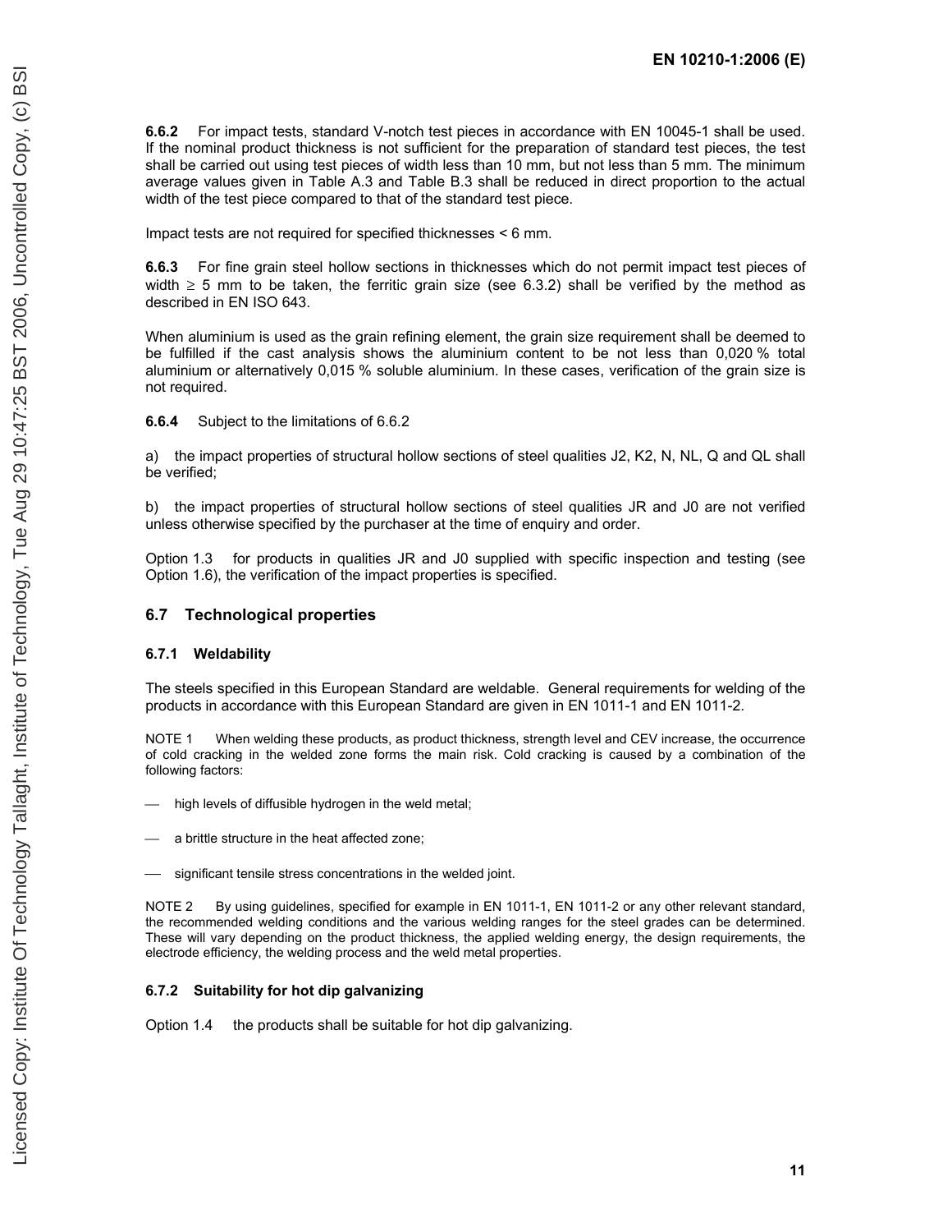**6.6.2** For impact tests, standard V-notch test pieces in accordance with EN 10045-1 shall be used. If the nominal product thickness is not sufficient for the preparation of standard test pieces, the test shall be carried out using test pieces of width less than 10 mm, but not less than 5 mm. The minimum average values given in Table A.3 and Table B.3 shall be reduced in direct proportion to the actual width of the test piece compared to that of the standard test piece.

Impact tests are not required for specified thicknesses < 6 mm.

**6.6.3** For fine grain steel hollow sections in thicknesses which do not permit impact test pieces of width ≥ 5 mm to be taken, the ferritic grain size (see 6.3.2) shall be verified by the method as described in EN ISO 643.

When aluminium is used as the grain refining element, the grain size requirement shall be deemed to be fulfilled if the cast analysis shows the aluminium content to be not less than 0,020 % total aluminium or alternatively 0,015 % soluble aluminium. In these cases, verification of the grain size is not required.

**6.6.4** Subject to the limitations of 6.6.2

a) the impact properties of structural hollow sections of steel qualities J2, K2, N, NL, Q and QL shall be verified;

b) the impact properties of structural hollow sections of steel qualities JR and J0 are not verified unless otherwise specified by the purchaser at the time of enquiry and order.

Option 1.3 for products in qualities JR and J0 supplied with specific inspection and testing (see Option 1.6), the verification of the impact properties is specified.

## 6.7 Technological properties

### 6.7.1 Weldability

The steels specified in this European Standard are weldable. General requirements for welding of the products in accordance with this European Standard are given in EN 1011-1 and EN 1011-2.

NOTE 1 When welding these products, as product thickness, strength level and CEV increase, the occurrence of cold cracking in the welded zone forms the main risk. Cold cracking is caused by a combination of the following factors:

- high levels of diffusible hydrogen in the weld metal;
- a brittle structure in the heat affected zone;
- significant tensile stress concentrations in the welded joint.

NOTE 2 By using guidelines, specified for example in EN 1011-1, EN 1011-2 or any other relevant standard, the recommended welding conditions and the various welding ranges for the steel grades can be determined. These will vary depending on the product thickness, the applied welding energy, the design requirements, the electrode efficiency, the welding process and the weld metal properties.

### 6.7.2 Suitability for hot dip galvanizing

Option 1.4 the products shall be suitable for hot dip galvanizing.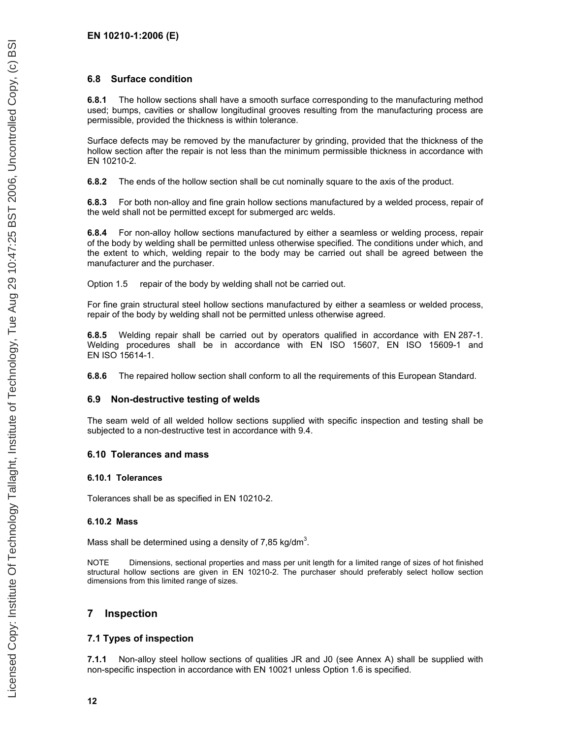### 6.8 Surface condition

**6.8.1** The hollow sections shall have a smooth surface corresponding to the manufacturing method used; bumps, cavities or shallow longitudinal grooves resulting from the manufacturing process are permissible, provided the thickness is within tolerance.

Surface defects may be removed by the manufacturer by grinding, provided that the thickness of the hollow section after the repair is not less than the minimum permissible thickness in accordance with EN 10210-2.

**6.8.2** The ends of the hollow section shall be cut nominally square to the axis of the product.

**6.8.3** For both non-alloy and fine grain hollow sections manufactured by a welded process, repair of the weld shall not be permitted except for submerged arc welds.

**6.8.4** For non-alloy hollow sections manufactured by either a seamless or welding process, repair of the body by welding shall be permitted unless otherwise specified. The conditions under which, and the extent to which, welding repair to the body may be carried out shall be agreed between the manufacturer and the purchaser.

Option 1.5 repair of the body by welding shall not be carried out.

For fine grain structural steel hollow sections manufactured by either a seamless or welded process, repair of the body by welding shall not be permitted unless otherwise agreed.

**6.8.5** Welding repair shall be carried out by operators qualified in accordance with EN 287-1. Welding procedures shall be in accordance with EN ISO 15607, EN ISO 15609-1 and EN ISO 15614-1.

**6.8.6** The repaired hollow section shall conform to all the requirements of this European Standard.

### 6.9 Non-destructive testing of welds

The seam weld of all welded hollow sections supplied with specific inspection and testing shall be subjected to a non-destructive test in accordance with 9.4.

### 6.10 Tolerances and mass

#### 6.10.1 Tolerances

Tolerances shall be as specified in EN 10210-2.

#### 6.10.2 Mass

Mass shall be determined using a density of 7,85 kg/dm$^3$.

NOTE Dimensions, sectional properties and mass per unit length for a limited range of sizes of hot finished structural hollow sections are given in EN 10210-2. The purchaser should preferably select hollow section dimensions from this limited range of sizes.

## 7 Inspection

### 7.1 Types of inspection

**7.1.1** Non-alloy steel hollow sections of qualities JR and J0 (see Annex A) shall be supplied with non-specific inspection in accordance with EN 10021 unless Option 1.6 is specified.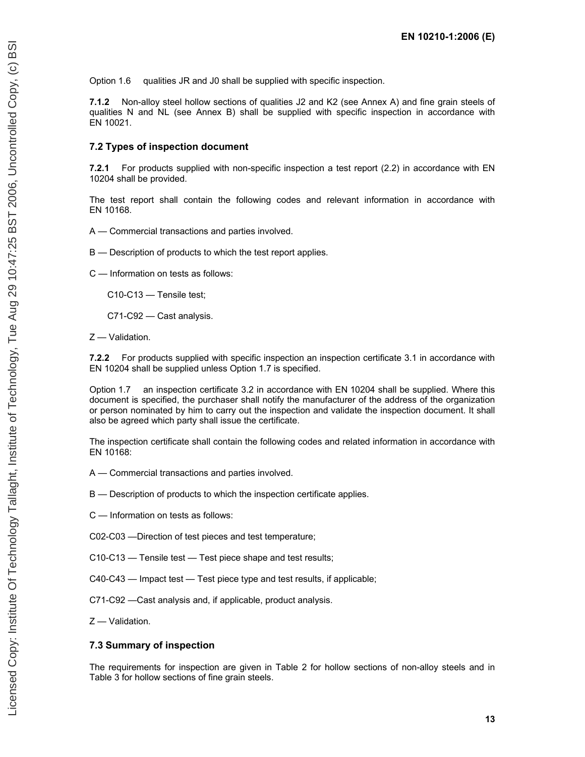Option 1.6 qualities JR and J0 shall be supplied with specific inspection.

**7.1.2** Non-alloy steel hollow sections of qualities J2 and K2 (see Annex A) and fine grain steels of qualities N and NL (see Annex B) shall be supplied with specific inspection in accordance with EN 10021.

### 7.2 Types of inspection document

**7.2.1** For products supplied with non-specific inspection a test report (2.2) in accordance with EN 10204 shall be provided.

The test report shall contain the following codes and relevant information in accordance with EN 10168.

A — Commercial transactions and parties involved.

B — Description of products to which the test report applies.

C — Information on tests as follows:

C10-C13 — Tensile test;

C71-C92 — Cast analysis.

Z — Validation.

**7.2.2** For products supplied with specific inspection an inspection certificate 3.1 in accordance with EN 10204 shall be supplied unless Option 1.7 is specified.

Option 1.7 an inspection certificate 3.2 in accordance with EN 10204 shall be supplied. Where this document is specified, the purchaser shall notify the manufacturer of the address of the organization or person nominated by him to carry out the inspection and validate the inspection document. It shall also be agreed which party shall issue the certificate.

The inspection certificate shall contain the following codes and related information in accordance with EN 10168:

A — Commercial transactions and parties involved.

B — Description of products to which the inspection certificate applies.

C — Information on tests as follows:

C02-C03 —Direction of test pieces and test temperature;

C10-C13 — Tensile test — Test piece shape and test results;

C40-C43 — Impact test — Test piece type and test results, if applicable;

C71-C92 —Cast analysis and, if applicable, product analysis.

Z — Validation.

### 7.3 Summary of inspection

The requirements for inspection are given in Table 2 for hollow sections of non-alloy steels and in Table 3 for hollow sections of fine grain steels.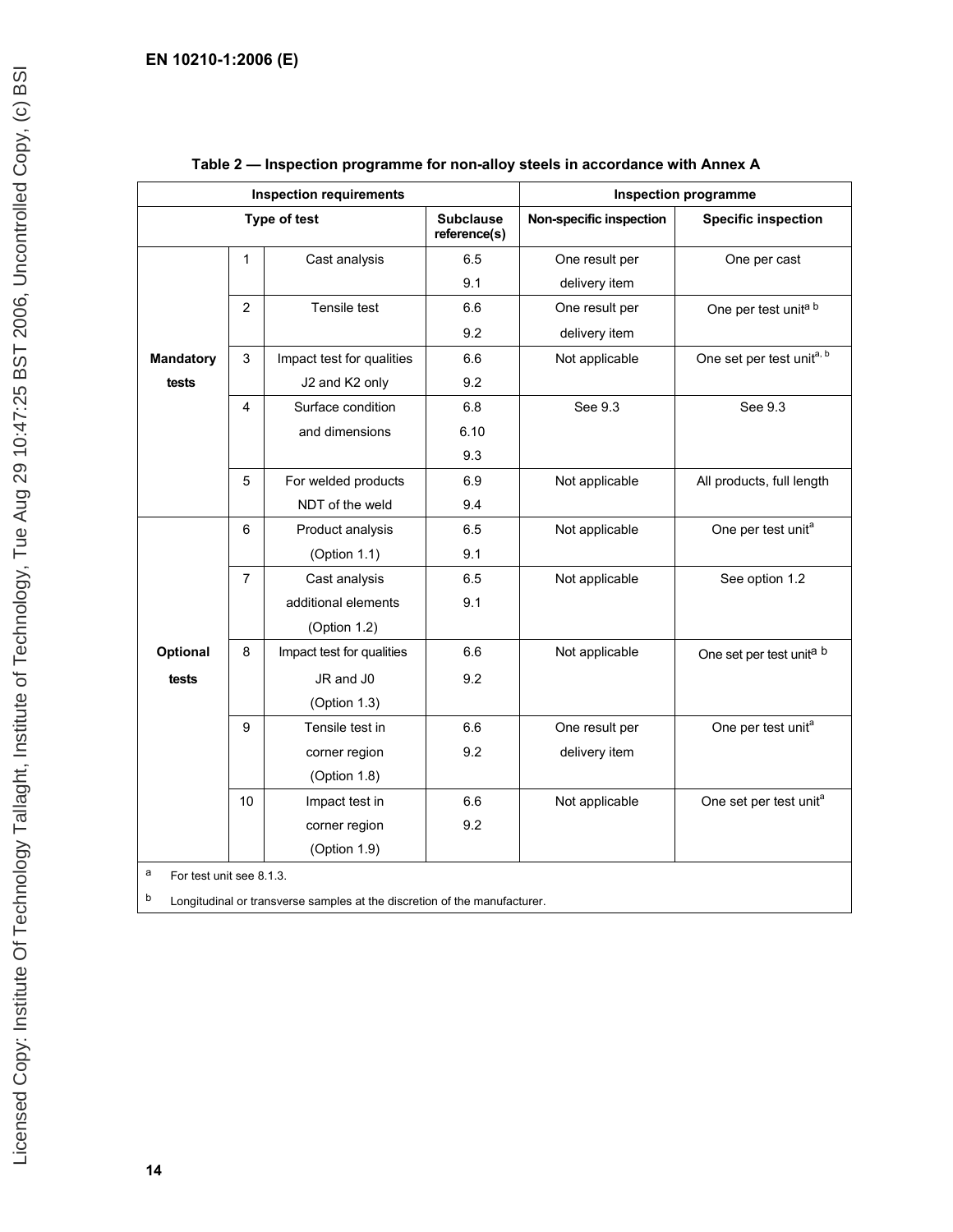**Table 2 — Inspection programme for non-alloy steels in accordance with Annex A**

| Inspection requirements | | | | Inspection programme | |
|---|---|---|---|---|---|
| Type of test | | | Subclause reference(s) | Non-specific inspection | Specific inspection |
| **Mandatory tests** | 1 | Cast analysis | 6.5<br>9.1 | One result per delivery item | One per cast |
| | 2 | Tensile test | 6.6<br>9.2 | One result per delivery item | One per test unit[a b] |
| | 3 | Impact test for qualities J2 and K2 only | 6.6<br>9.2 | Not applicable | One set per test unit[a, b] |
| | 4 | Surface condition and dimensions | 6.8<br>6.10<br>9.3 | See 9.3 | See 9.3 |
| | 5 | For welded products NDT of the weld | 6.9<br>9.4 | Not applicable | All products, full length |
| **Optional tests** | 6 | Product analysis (Option 1.1) | 6.5<br>9.1 | Not applicable | One per test unit[a] |
| | 7 | Cast analysis additional elements (Option 1.2) | 6.5<br>9.1 | Not applicable | See option 1.2 |
| | 8 | Impact test for qualities JR and J0 (Option 1.3) | 6.6<br>9.2 | Not applicable | One set per test unit[a b] |
| | 9 | Tensile test in corner region (Option 1.8) | 6.6<br>9.2 | One result per delivery item | One per test unit[a] |
| | 10 | Impact test in corner region (Option 1.9) | 6.6<br>9.2 | Not applicable | One set per test unit[a] |

[a] For test unit see 8.1.3.

[b] Longitudinal or transverse samples at the discretion of the manufacturer.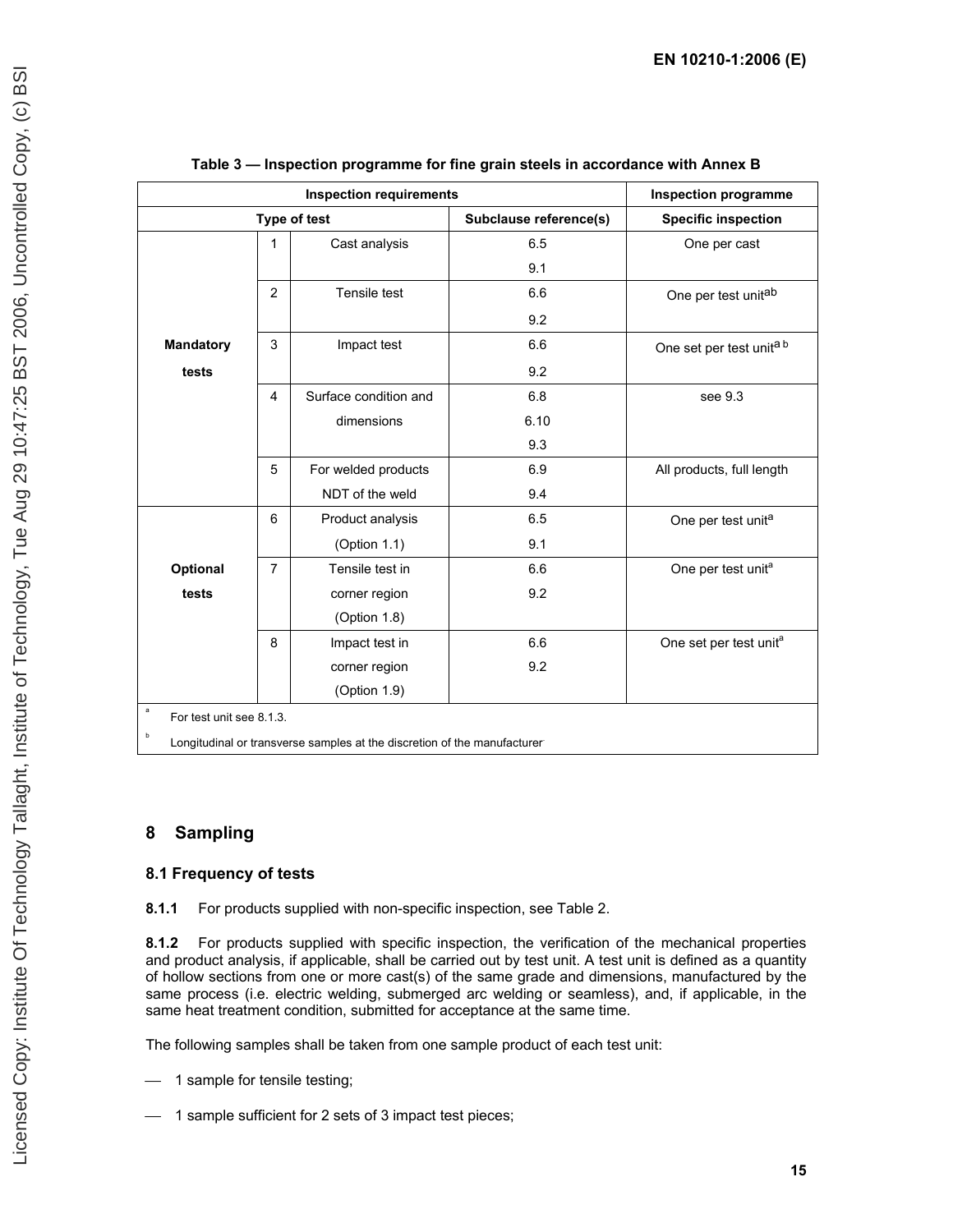**Table 3 — Inspection programme for fine grain steels in accordance with Annex B**

| Inspection requirements | | | | Inspection programme |
|---|---|---|---|---|
| Type of test | | | Subclause reference(s) | Specific inspection |
| Mandatory tests | 1 | Cast analysis | 6.5<br>9.1 | One per cast |
| | 2 | Tensile test | 6.6<br>9.2 | One per test unit[a b] |
| | 3 | Impact test | 6.6<br>9.2 | One set per test unit[a b] |
| | 4 | Surface condition and dimensions | 6.8<br>6.10<br>9.3 | see 9.3 |
| | 5 | For welded products NDT of the weld | 6.9<br>9.4 | All products, full length |
| Optional tests | 6 | Product analysis (Option 1.1) | 6.5<br>9.1 | One per test unit[a] |
| | 7 | Tensile test in corner region (Option 1.8) | 6.6<br>9.2 | One per test unit[a] |
| | 8 | Impact test in corner region (Option 1.9) | 6.6<br>9.2 | One set per test unit[a] |

[a] For test unit see 8.1.3.

[b] Longitudinal or transverse samples at the discretion of the manufacturer

## 8 Sampling

### 8.1 Frequency of tests

**8.1.1** For products supplied with non-specific inspection, see Table 2.

**8.1.2** For products supplied with specific inspection, the verification of the mechanical properties and product analysis, if applicable, shall be carried out by test unit. A test unit is defined as a quantity of hollow sections from one or more cast(s) of the same grade and dimensions, manufactured by the same process (i.e. electric welding, submerged arc welding or seamless), and, if applicable, in the same heat treatment condition, submitted for acceptance at the same time.

The following samples shall be taken from one sample product of each test unit:

- 1 sample for tensile testing;
- 1 sample sufficient for 2 sets of 3 impact test pieces;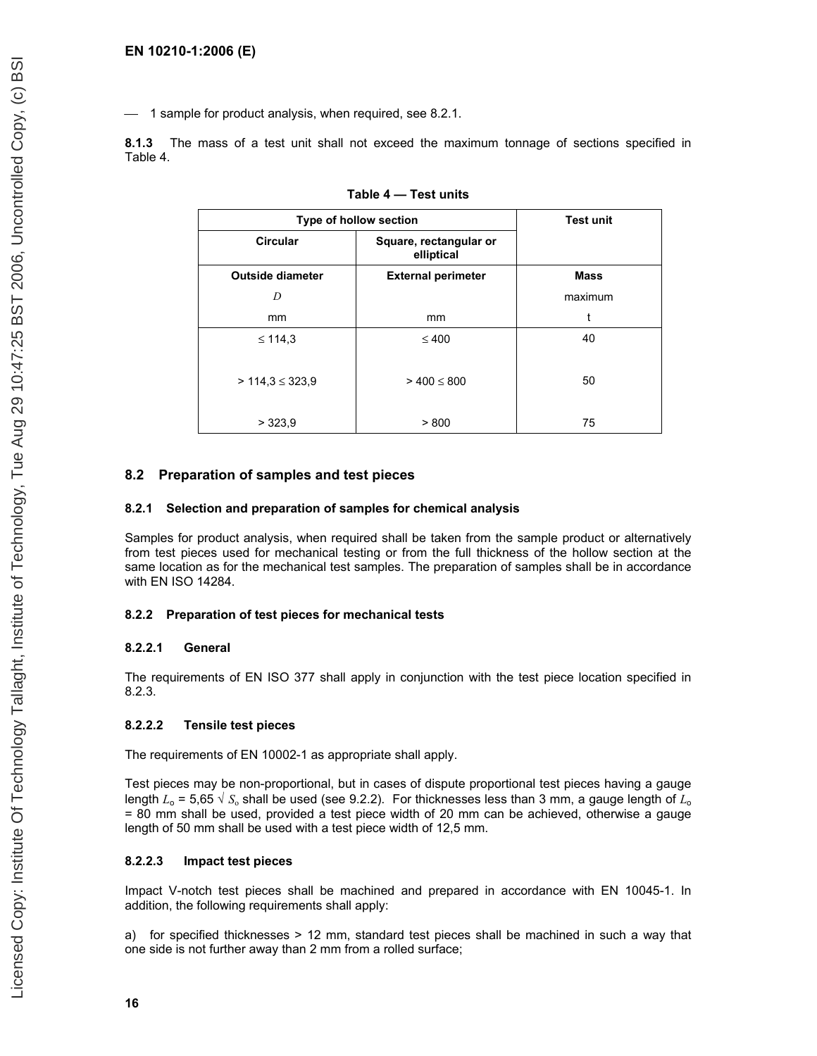— 1 sample for product analysis, when required, see 8.2.1.

**8.1.3** The mass of a test unit shall not exceed the maximum tonnage of sections specified in Table 4.

**Table 4 — Test units**

| Type of hollow section | | Test unit |
|---|---|---|
| Circular | Square, rectangular or elliptical | |
| Outside diameter<br>$D$<br>mm | External perimeter<br><br>mm | Mass<br>maximum<br>t |
| ≤ 114,3 | ≤ 400 | 40 |
| > 114,3 ≤ 323,9 | > 400 ≤ 800 | 50 |
| > 323,9 | > 800 | 75 |

## 8.2 Preparation of samples and test pieces

### 8.2.1 Selection and preparation of samples for chemical analysis

Samples for product analysis, when required shall be taken from the sample product or alternatively from test pieces used for mechanical testing or from the full thickness of the hollow section at the same location as for the mechanical test samples. The preparation of samples shall be in accordance with EN ISO 14284.

### 8.2.2 Preparation of test pieces for mechanical tests

#### 8.2.2.1 General

The requirements of EN ISO 377 shall apply in conjunction with the test piece location specified in 8.2.3.

#### 8.2.2.2 Tensile test pieces

The requirements of EN 10002-1 as appropriate shall apply.

Test pieces may be non-proportional, but in cases of dispute proportional test pieces having a gauge length $L_o = 5{,}65 \sqrt{S_o}$ shall be used (see 9.2.2). For thicknesses less than 3 mm, a gauge length of $L_o$ = 80 mm shall be used, provided a test piece width of 20 mm can be achieved, otherwise a gauge length of 50 mm shall be used with a test piece width of 12,5 mm.

#### 8.2.2.3 Impact test pieces

Impact V-notch test pieces shall be machined and prepared in accordance with EN 10045-1. In addition, the following requirements shall apply:

a) for specified thicknesses > 12 mm, standard test pieces shall be machined in such a way that one side is not further away than 2 mm from a rolled surface;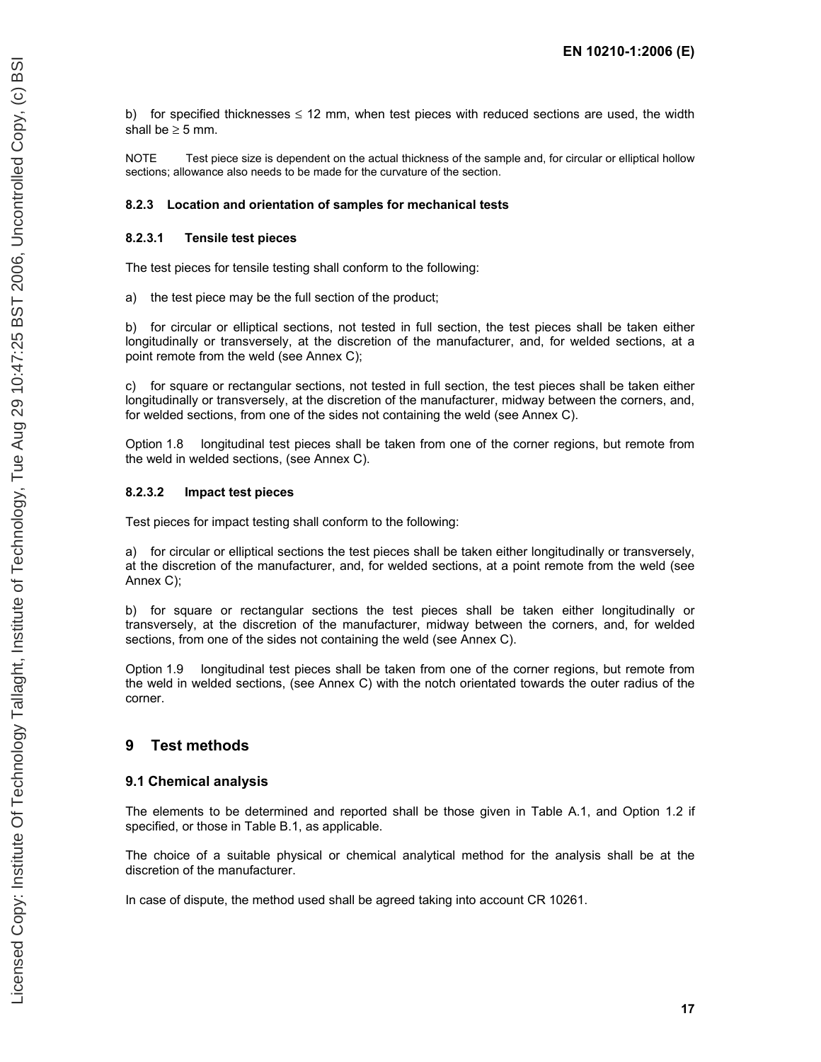b) for specified thicknesses ≤ 12 mm, when test pieces with reduced sections are used, the width shall be ≥ 5 mm.

NOTE Test piece size is dependent on the actual thickness of the sample and, for circular or elliptical hollow sections; allowance also needs to be made for the curvature of the section.

#### 8.2.3 Location and orientation of samples for mechanical tests

##### 8.2.3.1 Tensile test pieces

The test pieces for tensile testing shall conform to the following:

a) the test piece may be the full section of the product;

b) for circular or elliptical sections, not tested in full section, the test pieces shall be taken either longitudinally or transversely, at the discretion of the manufacturer, and, for welded sections, at a point remote from the weld (see Annex C);

c) for square or rectangular sections, not tested in full section, the test pieces shall be taken either longitudinally or transversely, at the discretion of the manufacturer, midway between the corners, and, for welded sections, from one of the sides not containing the weld (see Annex C).

Option 1.8 longitudinal test pieces shall be taken from one of the corner regions, but remote from the weld in welded sections, (see Annex C).

##### 8.2.3.2 Impact test pieces

Test pieces for impact testing shall conform to the following:

a) for circular or elliptical sections the test pieces shall be taken either longitudinally or transversely, at the discretion of the manufacturer, and, for welded sections, at a point remote from the weld (see Annex C);

b) for square or rectangular sections the test pieces shall be taken either longitudinally or transversely, at the discretion of the manufacturer, midway between the corners, and, for welded sections, from one of the sides not containing the weld (see Annex C).

Option 1.9 longitudinal test pieces shall be taken from one of the corner regions, but remote from the weld in welded sections, (see Annex C) with the notch orientated towards the outer radius of the corner.

## 9 Test methods

### 9.1 Chemical analysis

The elements to be determined and reported shall be those given in Table A.1, and Option 1.2 if specified, or those in Table B.1, as applicable.

The choice of a suitable physical or chemical analytical method for the analysis shall be at the discretion of the manufacturer.

In case of dispute, the method used shall be agreed taking into account CR 10261.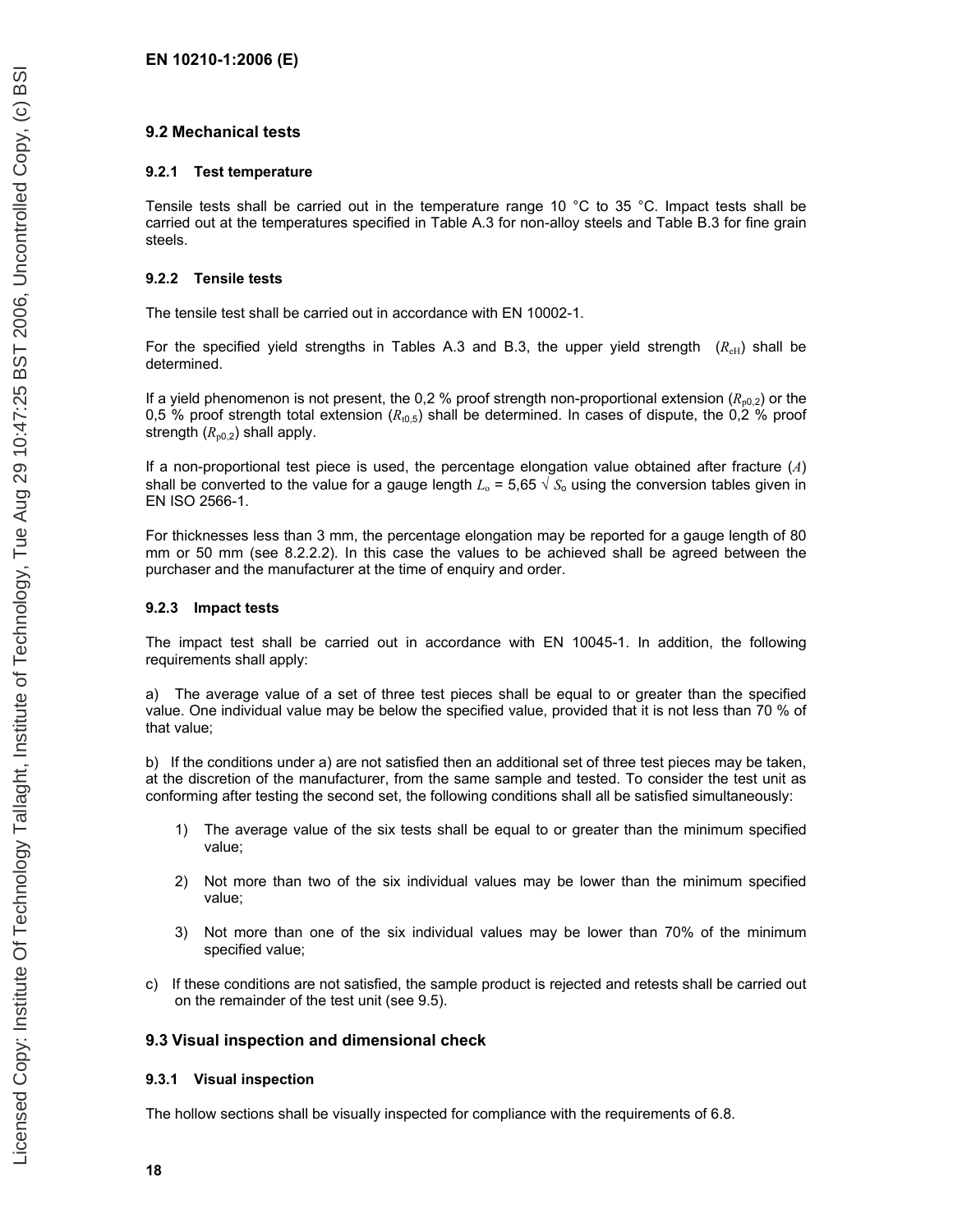## 9.2 Mechanical tests

### 9.2.1 Test temperature

Tensile tests shall be carried out in the temperature range 10 °C to 35 °C. Impact tests shall be carried out at the temperatures specified in Table A.3 for non-alloy steels and Table B.3 for fine grain steels.

### 9.2.2 Tensile tests

The tensile test shall be carried out in accordance with EN 10002-1.

For the specified yield strengths in Tables A.3 and B.3, the upper yield strength ($R_{eH}$) shall be determined.

If a yield phenomenon is not present, the 0,2 % proof strength non-proportional extension ($R_{p0,2}$) or the 0,5 % proof strength total extension ($R_{t0,5}$) shall be determined. In cases of dispute, the 0,2 % proof strength ($R_{p0,2}$) shall apply.

If a non-proportional test piece is used, the percentage elongation value obtained after fracture ($A$) shall be converted to the value for a gauge length $L_o = 5,65 \sqrt{S_o}$ using the conversion tables given in EN ISO 2566-1.

For thicknesses less than 3 mm, the percentage elongation may be reported for a gauge length of 80 mm or 50 mm (see 8.2.2.2). In this case the values to be achieved shall be agreed between the purchaser and the manufacturer at the time of enquiry and order.

### 9.2.3 Impact tests

The impact test shall be carried out in accordance with EN 10045-1. In addition, the following requirements shall apply:

a) The average value of a set of three test pieces shall be equal to or greater than the specified value. One individual value may be below the specified value, provided that it is not less than 70 % of that value;

b) If the conditions under a) are not satisfied then an additional set of three test pieces may be taken, at the discretion of the manufacturer, from the same sample and tested. To consider the test unit as conforming after testing the second set, the following conditions shall all be satisfied simultaneously:

1) The average value of the six tests shall be equal to or greater than the minimum specified value;

2) Not more than two of the six individual values may be lower than the minimum specified value;

3) Not more than one of the six individual values may be lower than 70% of the minimum specified value;

c) If these conditions are not satisfied, the sample product is rejected and retests shall be carried out on the remainder of the test unit (see 9.5).

## 9.3 Visual inspection and dimensional check

### 9.3.1 Visual inspection

The hollow sections shall be visually inspected for compliance with the requirements of 6.8.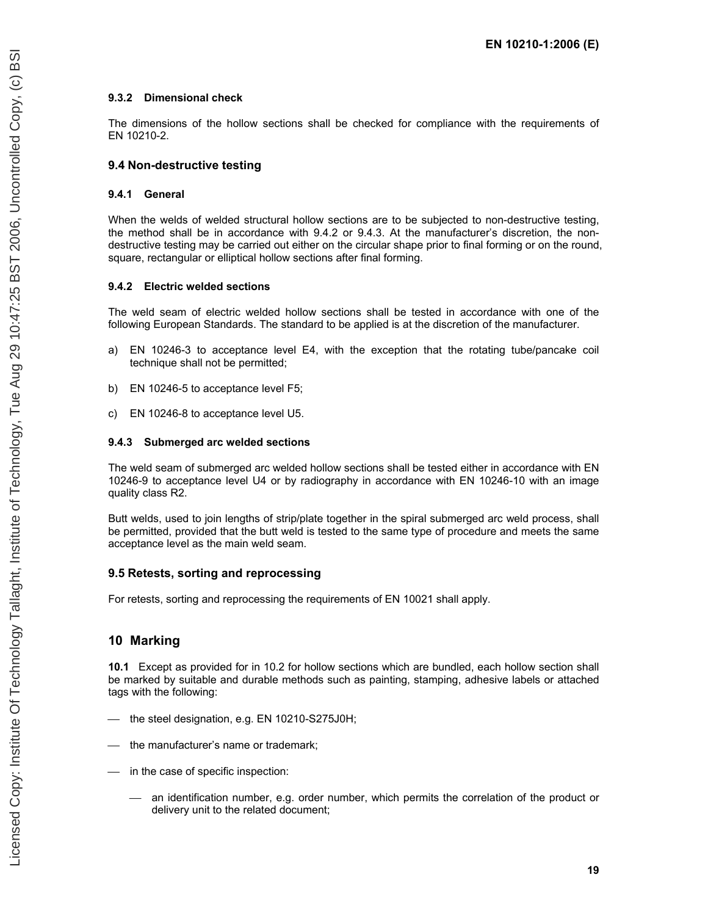#### 9.3.2 Dimensional check

The dimensions of the hollow sections shall be checked for compliance with the requirements of EN 10210-2.

### 9.4 Non-destructive testing

#### 9.4.1 General

When the welds of welded structural hollow sections are to be subjected to non-destructive testing, the method shall be in accordance with 9.4.2 or 9.4.3. At the manufacturer's discretion, the non-destructive testing may be carried out either on the circular shape prior to final forming or on the round, square, rectangular or elliptical hollow sections after final forming.

#### 9.4.2 Electric welded sections

The weld seam of electric welded hollow sections shall be tested in accordance with one of the following European Standards. The standard to be applied is at the discretion of the manufacturer.

a) EN 10246-3 to acceptance level E4, with the exception that the rotating tube/pancake coil technique shall not be permitted;

b) EN 10246-5 to acceptance level F5;

c) EN 10246-8 to acceptance level U5.

#### 9.4.3 Submerged arc welded sections

The weld seam of submerged arc welded hollow sections shall be tested either in accordance with EN 10246-9 to acceptance level U4 or by radiography in accordance with EN 10246-10 with an image quality class R2.

Butt welds, used to join lengths of strip/plate together in the spiral submerged arc weld process, shall be permitted, provided that the butt weld is tested to the same type of procedure and meets the same acceptance level as the main weld seam.

### 9.5 Retests, sorting and reprocessing

For retests, sorting and reprocessing the requirements of EN 10021 shall apply.

## 10 Marking

**10.1** Except as provided for in 10.2 for hollow sections which are bundled, each hollow section shall be marked by suitable and durable methods such as painting, stamping, adhesive labels or attached tags with the following:

- the steel designation, e.g. EN 10210-S275J0H;
- the manufacturer's name or trademark;
- in the case of specific inspection:
  - an identification number, e.g. order number, which permits the correlation of the product or delivery unit to the related document;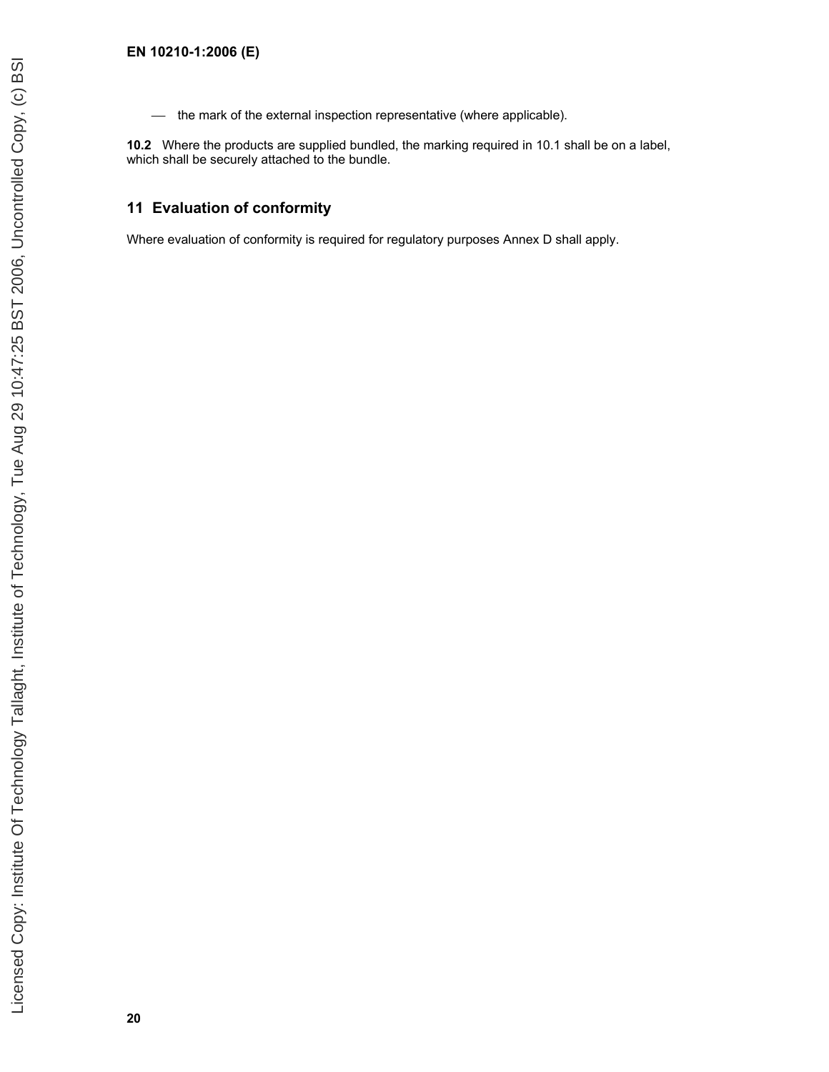— the mark of the external inspection representative (where applicable).

**10.2** Where the products are supplied bundled, the marking required in 10.1 shall be on a label, which shall be securely attached to the bundle.

## 11 Evaluation of conformity

Where evaluation of conformity is required for regulatory purposes Annex D shall apply.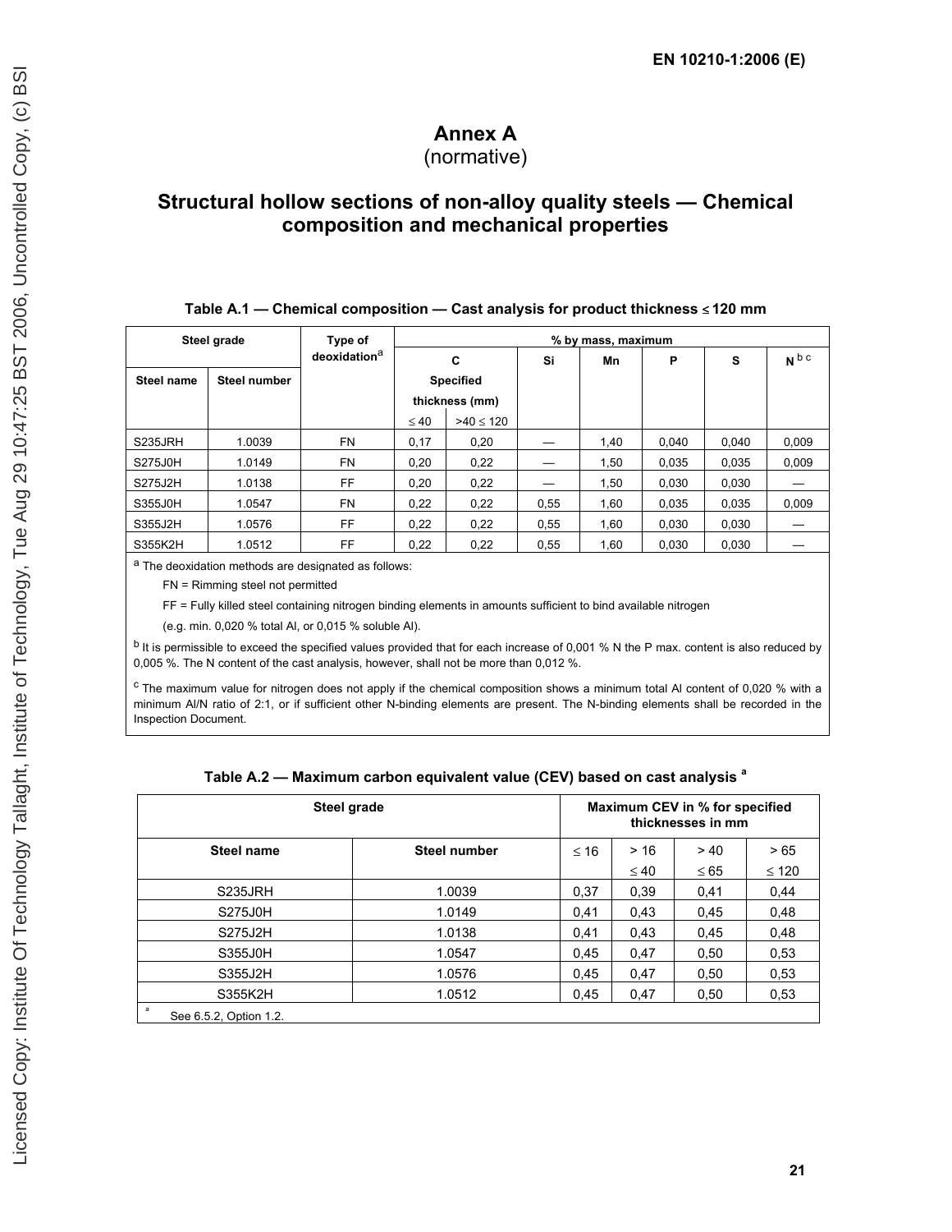# Annex A
(normative)

## Structural hollow sections of non-alloy quality steels — Chemical composition and mechanical properties

**Table A.1 — Chemical composition — Cast analysis for product thickness ≤ 120 mm**

| Steel grade | | Type of deoxidation[a] | % by mass, maximum | | | | | | |
|---|---|---|---|---|---|---|---|---|---|
| | | | C | | Si | Mn | P | S | N [b c] |
| Steel name | Steel number | | Specified thickness (mm) | | | | | | |
| | | | ≤ 40 | >40 ≤ 120 | | | | | |
| S235JRH | 1.0039 | FN | 0,17 | 0,20 | — | 1,40 | 0,040 | 0,040 | 0,009 |
| S275J0H | 1.0149 | FN | 0,20 | 0,22 | — | 1,50 | 0,035 | 0,035 | 0,009 |
| S275J2H | 1.0138 | FF | 0,20 | 0,22 | — | 1,50 | 0,030 | 0,030 | — |
| S355J0H | 1.0547 | FN | 0,22 | 0,22 | 0,55 | 1,60 | 0,035 | 0,035 | 0,009 |
| S355J2H | 1.0576 | FF | 0,22 | 0,22 | 0,55 | 1,60 | 0,030 | 0,030 | — |
| S355K2H | 1.0512 | FF | 0,22 | 0,22 | 0,55 | 1,60 | 0,030 | 0,030 | — |

[a] The deoxidation methods are designated as follows:

FN = Rimming steel not permitted

FF = Fully killed steel containing nitrogen binding elements in amounts sufficient to bind available nitrogen

(e.g. min. 0,020 % total Al, or 0,015 % soluble Al).

[b] It is permissible to exceed the specified values provided that for each increase of 0,001 % N the P max. content is also reduced by 0,005 %. The N content of the cast analysis, however, shall not be more than 0,012 %.

[c] The maximum value for nitrogen does not apply if the chemical composition shows a minimum total Al content of 0,020 % with a minimum Al/N ratio of 2:1, or if sufficient other N-binding elements are present. The N-binding elements shall be recorded in the Inspection Document.

**Table A.2 — Maximum carbon equivalent value (CEV) based on cast analysis [a]**

| Steel grade | | Maximum CEV in % for specified thicknesses in mm | | | |
|---|---|---|---|---|---|
| Steel name | Steel number | ≤ 16 | > 16 ≤ 40 | > 40 ≤ 65 | > 65 ≤ 120 |
| S235JRH | 1.0039 | 0,37 | 0,39 | 0,41 | 0,44 |
| S275J0H | 1.0149 | 0,41 | 0,43 | 0,45 | 0,48 |
| S275J2H | 1.0138 | 0,41 | 0,43 | 0,45 | 0,48 |
| S355J0H | 1.0547 | 0,45 | 0,47 | 0,50 | 0,53 |
| S355J2H | 1.0576 | 0,45 | 0,47 | 0,50 | 0,53 |
| S355K2H | 1.0512 | 0,45 | 0,47 | 0,50 | 0,53 |

[a] See 6.5.2, Option 1.2.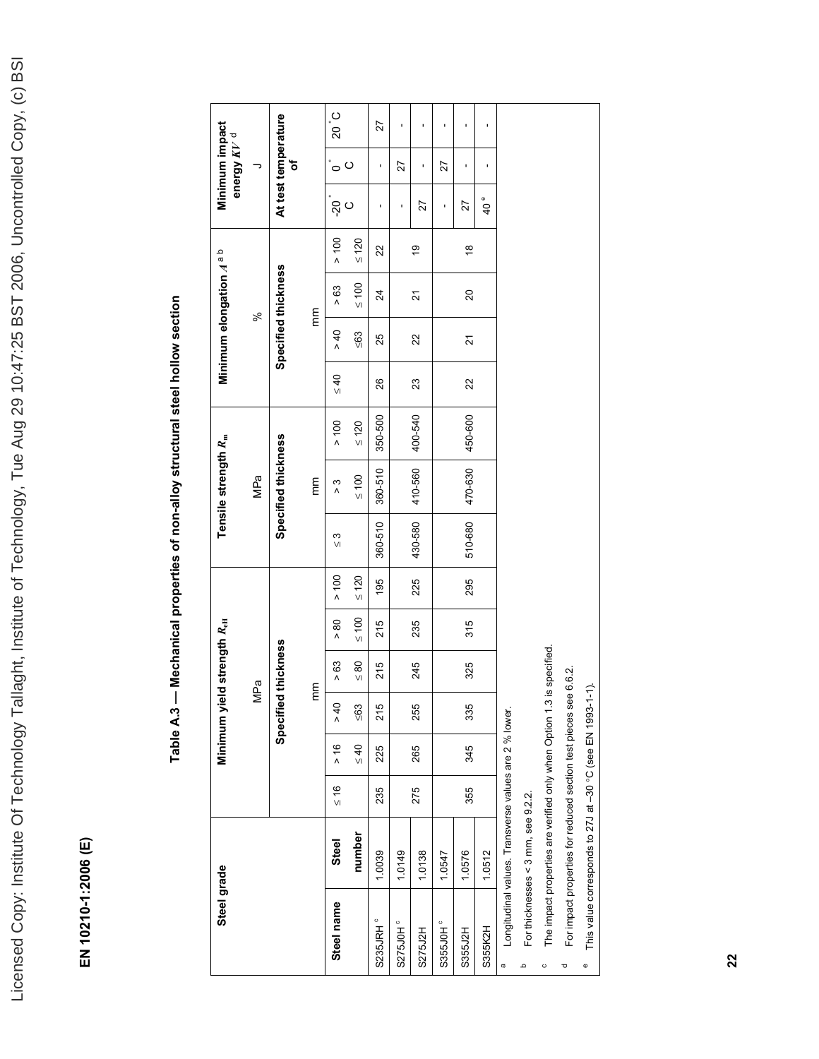**Table A.3 — Mechanical properties of non-alloy structural steel hollow section**

| Steel grade | | Minimum yield strength $R_{eH}$ MPa | | | | | | Tensile strength $R_m$ MPa | | | Minimum elongation $A$ [a] [b] % | | | | Minimum impact energy $KV$ [d] J | | |
|---|---|---|---|---|---|---|---|---|---|---|---|---|---|---|---|---|---|
| | | Specified thickness mm | | | | | | Specified thickness mm | | | Specified thickness mm | | | | At test temperature of | | |
| Steel name | Steel number | ≤ 16 | > 16 ≤ 40 | > 40 ≤63 | > 63 ≤ 80 | > 80 ≤ 100 | > 100 ≤ 120 | ≤ 3 | > 3 ≤ 100 | > 100 ≤ 120 | ≤ 40 | > 40 ≤63 | > 63 ≤ 100 | > 100 ≤ 120 | -20 °C | 0 °C | 20 °C |
| S235JRH [c] | 1.0039 | 235 | 225 | 215 | 215 | 215 | 195 | 360-510 | 360-510 | 350-500 | 26 | 25 | 24 | 22 | - | - | 27 |
| S275J0H [c] | 1.0149 | 275 | 265 | 255 | 245 | 235 | 225 | 430-580 | 410-560 | 400-540 | 23 | 22 | 21 | 19 | - | 27 | - |
| S275J2H | 1.0138 | | | | | | | | | | | | | | 27 | - | - |
| S355J0H [c] | 1.0547 | 355 | 345 | 335 | 325 | 315 | 295 | 510-680 | 470-630 | 450-600 | 22 | 21 | 20 | 18 | - | 27 | - |
| S355J2H | 1.0576 | | | | | | | | | | | | | | 27 | - | - |
| S355K2H | 1.0512 | | | | | | | | | | | | | | 40 [e] | - | - |

[a] Longitudinal values. Transverse values are 2 % lower.

[b] For thicknesses < 3 mm, see 9.2.2.

[c] The impact properties are verified only when Option 1.3 is specified.

[d] For impact properties for reduced section test pieces see 6.6.2.

[e] This value corresponds to 27J at –30 °C (see EN 1993-1-1).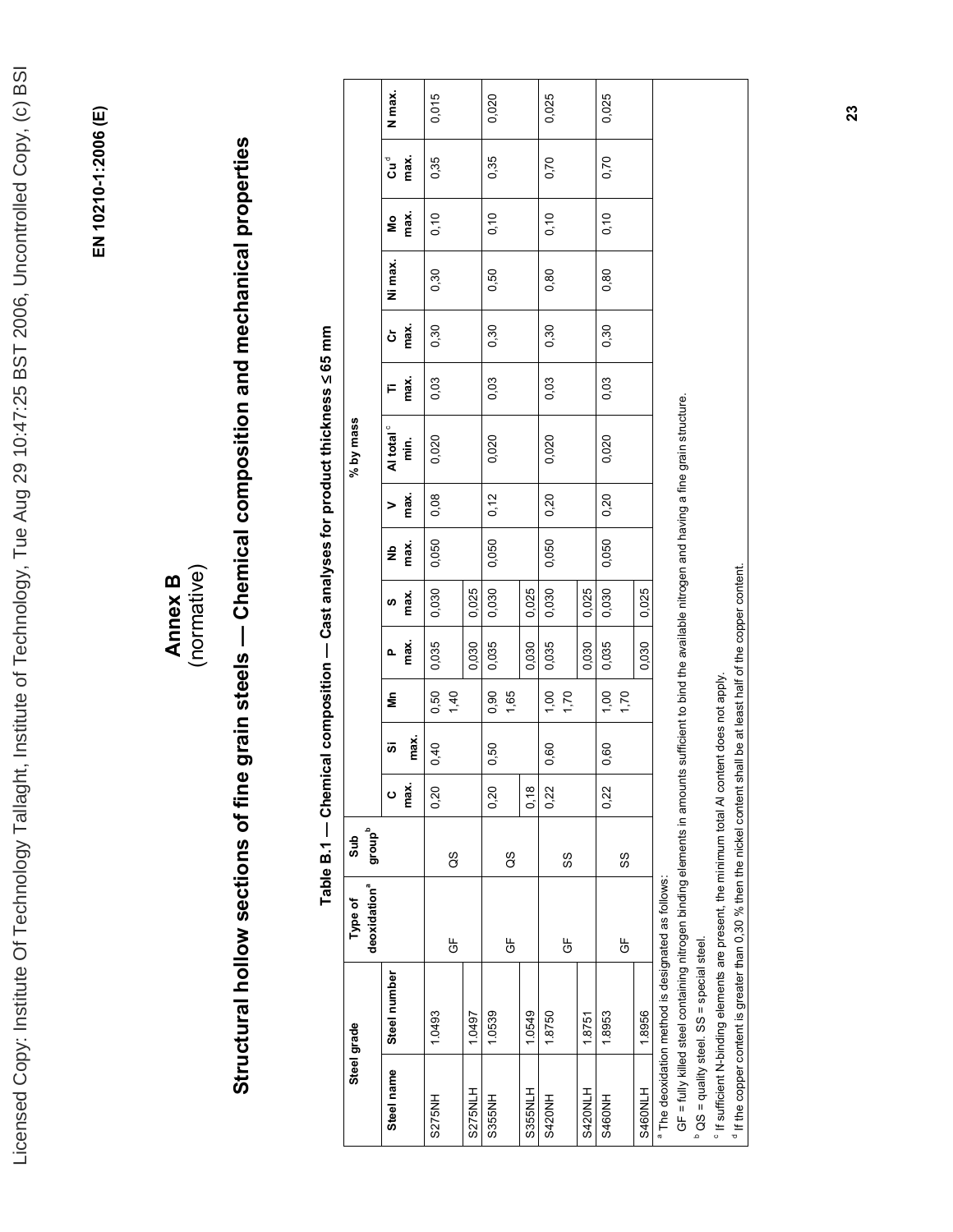# Annex B
(normative)

# Structural hollow sections of fine grain steels — Chemical composition and mechanical properties

**Table B.1 — Chemical composition — Cast analyses for product thickness ≤ 65 mm**

| Steel grade | | Type of deoxidation[a] | Sub group[b] | % by mass | | | | | | | | | | | | | |
|---|---|---|---|---|---|---|---|---|---|---|---|---|---|---|---|---|---|
| Steel name | Steel number | | | C max. | Si max. | Mn | P max. | S max. | Nb max. | V max. | Al total[c] min. | Ti max. | Cr max. | Ni max. | Mo max. | Cu[d] max. | N max. |
| S275NH | 1.0493 | GF | QS | 0,20 | 0,40 | 0,50 1,40 | 0,035 | 0,030 | 0,050 | 0,08 | 0,020 | 0,03 | 0,30 | 0,30 | 0,10 | 0,35 | 0,015 |
| S275NLH | 1.0497 | | | | | | 0,030 | 0,025 | | | | | | | | | |
| S355NH | 1.0539 | GF | QS | 0,20 | 0,50 | 0,90 1,65 | 0,035 | 0,030 | 0,050 | 0,12 | 0,020 | 0,03 | 0,30 | 0,50 | 0,10 | 0,35 | 0,020 |
| S355NLH | 1.0549 | | | 0,18 | | | 0,030 | 0,025 | | | | | | | | | |
| S420NH | 1.8750 | GF | SS | 0,22 | 0,60 | 1,00 1,70 | 0,035 | 0,030 | 0,050 | 0,20 | 0,020 | 0,03 | 0,30 | 0,80 | 0,10 | 0,70 | 0,025 |
| S420NLH | 1.8751 | | | | | | 0,030 | 0,025 | | | | | | | | | |
| S460NH | 1.8953 | GF | SS | 0,22 | 0,60 | 1,00 1,70 | 0,035 | 0,030 | 0,050 | 0,20 | 0,020 | 0,03 | 0,30 | 0,80 | 0,10 | 0,70 | 0,025 |
| S460NLH | 1.8956 | | | | | | 0,030 | 0,025 | | | | | | | | | |

[a] The deoxidation method is designated as follows:

GF = fully killed steel containing nitrogen binding elements in amounts sufficient to bind the available nitrogen and having a fine grain structure.

[b] QS = quality steel. SS = special steel.

[c] If sufficient N-binding elements are present, the minimum total Al content does not apply.

[d] If the copper content is greater than 0,30 % then the nickel content shall be at least half of the copper content.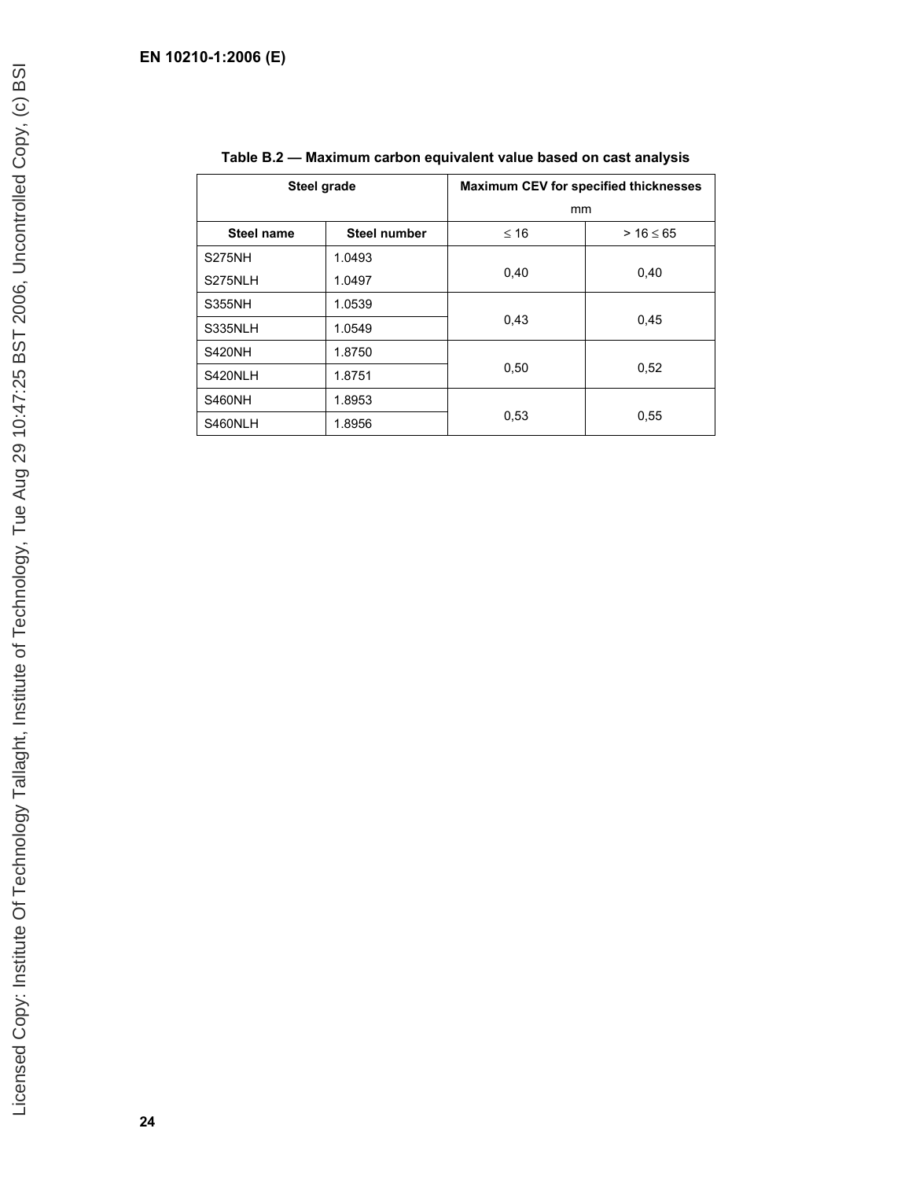**Table B.2 — Maximum carbon equivalent value based on cast analysis**

| Steel grade | | Maximum CEV for specified thicknesses mm | |
|---|---|---|---|
| Steel name | Steel number | ≤ 16 | > 16 ≤ 65 |
| S275NH | 1.0493 | 0,40 | 0,40 |
| S275NLH | 1.0497 | | |
| S355NH | 1.0539 | 0,43 | 0,45 |
| S335NLH | 1.0549 | | |
| S420NH | 1.8750 | 0,50 | 0,52 |
| S420NLH | 1.8751 | | |
| S460NH | 1.8953 | 0,53 | 0,55 |
| S460NLH | 1.8956 | | |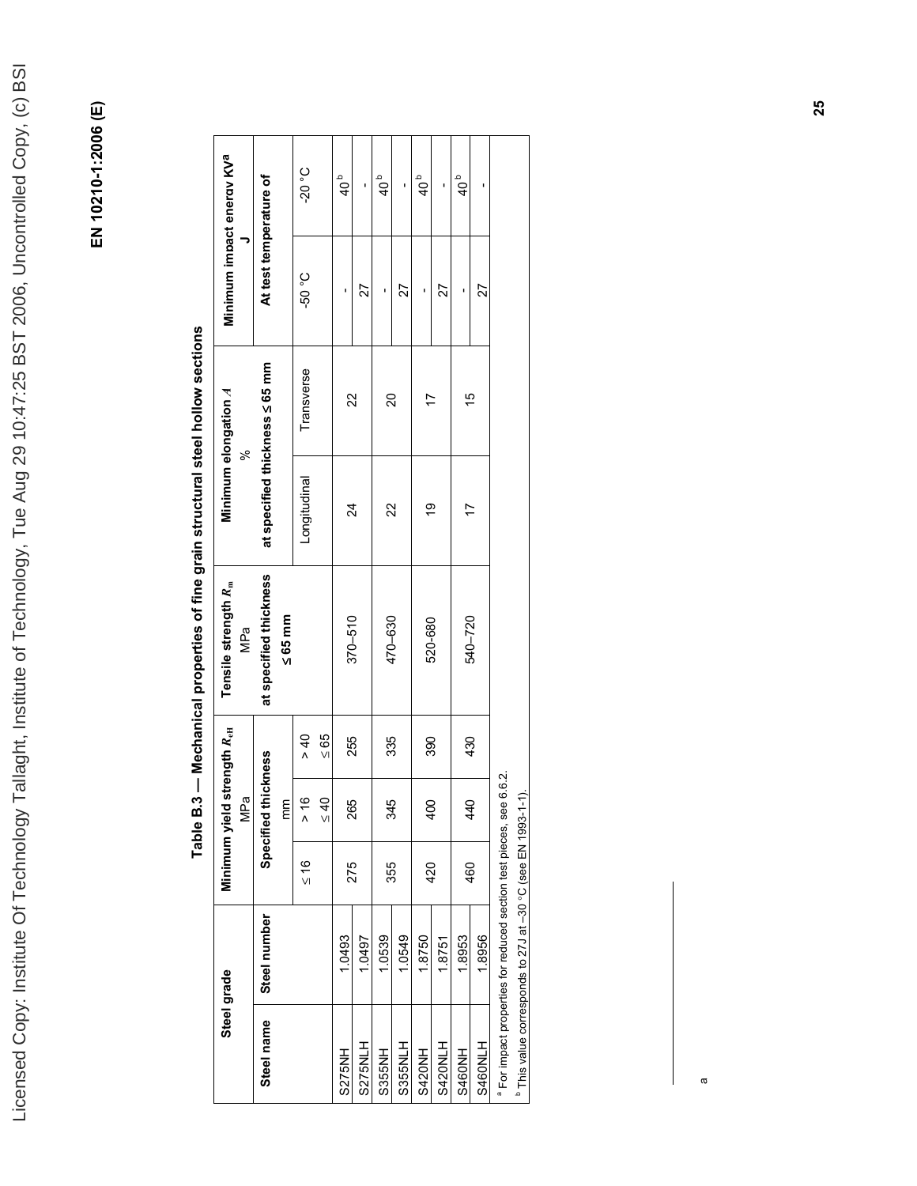**Table B.3 — Mechanical properties of fine grain structural steel hollow sections**

| Steel grade | | Minimum yield strength $R_{eH}$ MPa | | | Tensile strength $R_m$ MPa | Minimum elongation $A$ % | | Minimum impact energy $KV$[a] J | |
|---|---|---|---|---|---|---|---|---|---|
| Steel name | Steel number | Specified thickness mm | | | at specified thickness ≤ 65 mm | at specified thickness ≤ 65 mm | | At test temperature of | |
| | | ≤ 16 | > 16 ≤ 40 | > 40 ≤ 65 | | Longitudinal | Transverse | -50 °C | -20 °C |
| S275NH | 1.0493 | 275 | 265 | 255 | 370–510 | 24 | 22 | - | 40[b] |
| S275NLH | 1.0497 | | | | | | | 27 | - |
| S355NH | 1.0539 | 355 | 345 | 335 | 470–630 | 22 | 20 | - | 40[b] |
| S355NLH | 1.0549 | | | | | | | 27 | - |
| S420NH | 1.8750 | 420 | 400 | 390 | 520-680 | 19 | 17 | - | 40[b] |
| S420NLH | 1.8751 | | | | | | | 27 | - |
| S460NH | 1.8953 | 460 | 440 | 430 | 540–720 | 17 | 15 | - | 40[b] |
| S460NLH | 1.8956 | | | | | | | 27 | - |

[a] For impact properties for reduced section test pieces, see 6.6.2.

[b] This value corresponds to 27J at –30 °C (see EN 1993-1-1).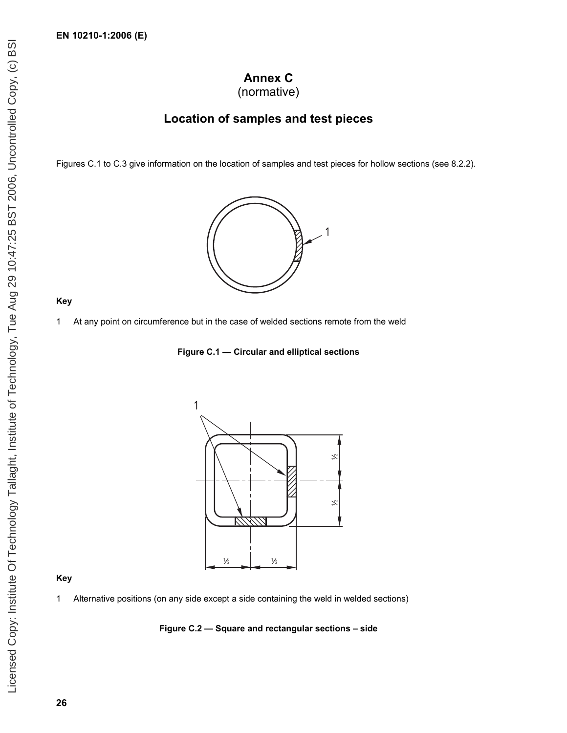# Annex C
(normative)

## Location of samples and test pieces

Figures C.1 to C.3 give information on the location of samples and test pieces for hollow sections (see 8.2.2).

**Key**

1 At any point on circumference but in the case of welded sections remote from the weld

**Figure C.1 — Circular and elliptical sections**

**Key**

1 Alternative positions (on any side except a side containing the weld in welded sections)

**Figure C.2 — Square and rectangular sections – side**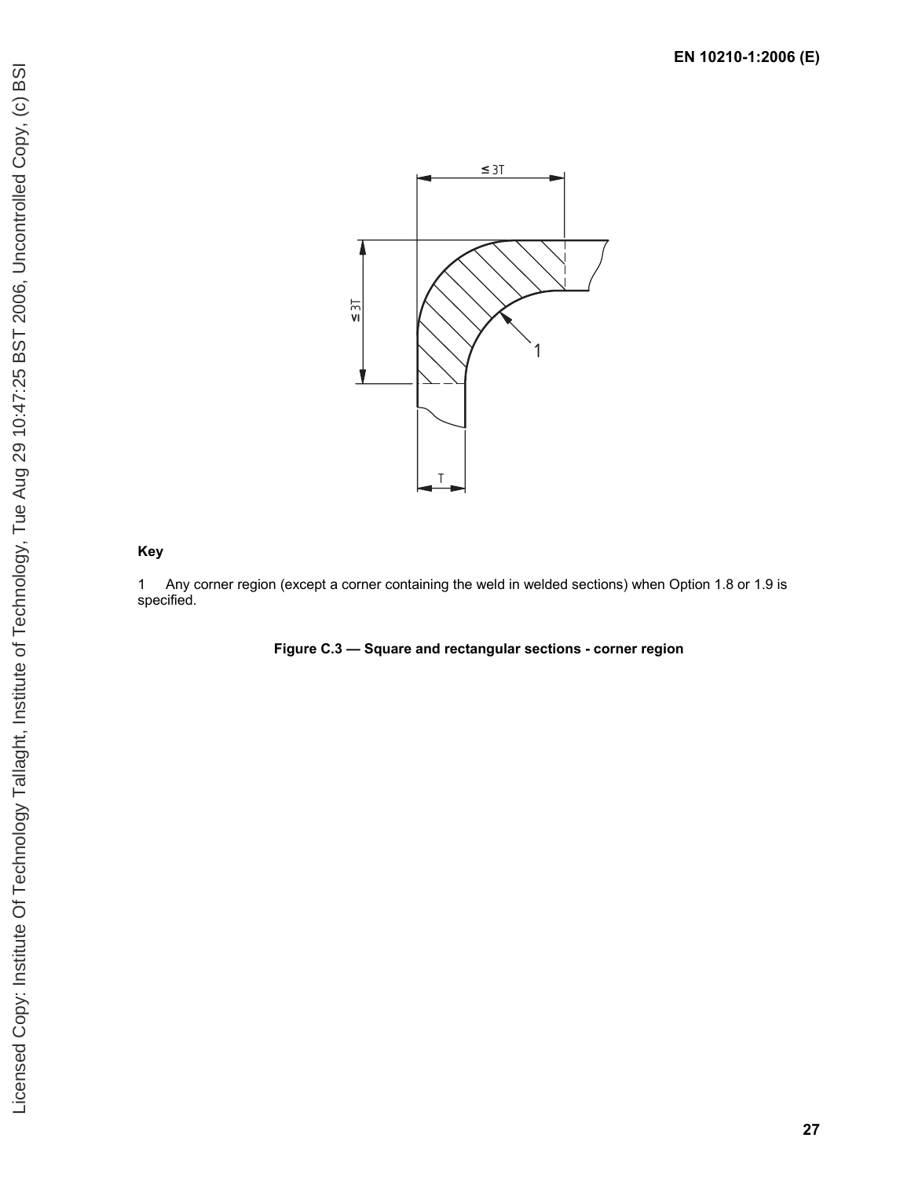**Key**

1 Any corner region (except a corner containing the weld in welded sections) when Option 1.8 or 1.9 is specified.

**Figure C.3 — Square and rectangular sections - corner region**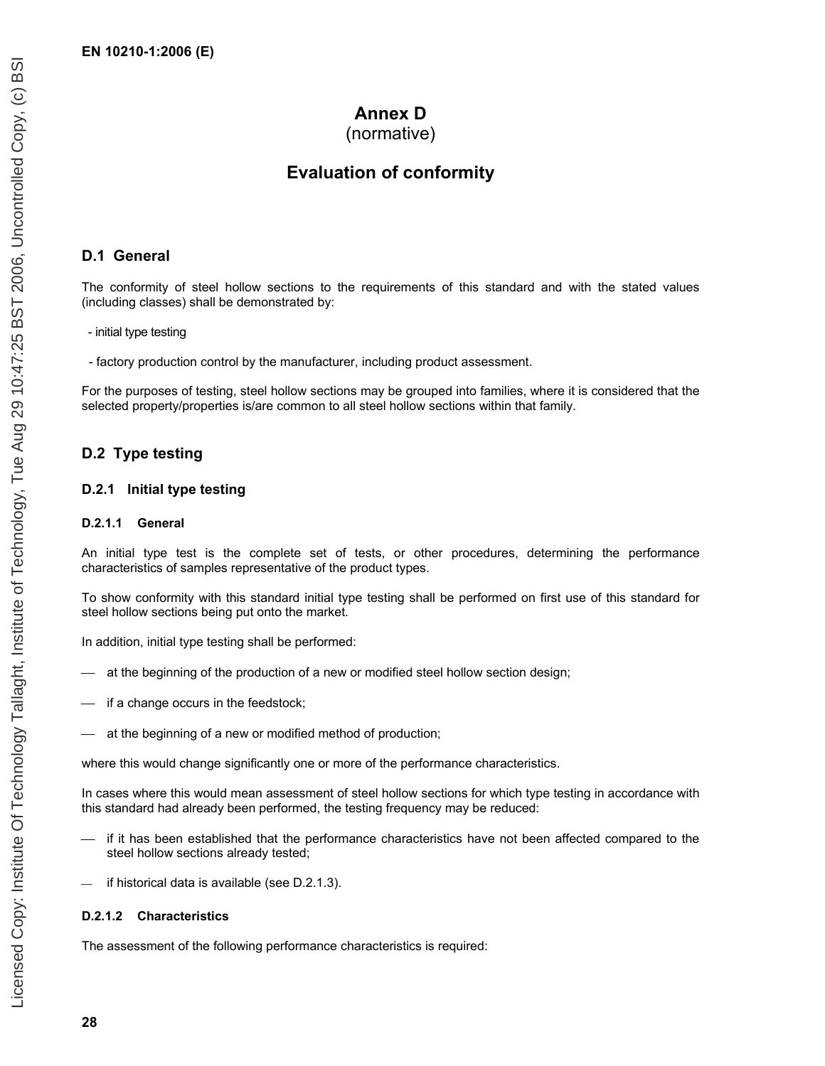# Annex D
(normative)

# Evaluation of conformity

## D.1 General

The conformity of steel hollow sections to the requirements of this standard and with the stated values (including classes) shall be demonstrated by:

- initial type testing
- factory production control by the manufacturer, including product assessment.

For the purposes of testing, steel hollow sections may be grouped into families, where it is considered that the selected property/properties is/are common to all steel hollow sections within that family.

## D.2 Type testing

### D.2.1 Initial type testing

#### D.2.1.1 General

An initial type test is the complete set of tests, or other procedures, determining the performance characteristics of samples representative of the product types.

To show conformity with this standard initial type testing shall be performed on first use of this standard for steel hollow sections being put onto the market.

In addition, initial type testing shall be performed:

- at the beginning of the production of a new or modified steel hollow section design;
- if a change occurs in the feedstock;
- at the beginning of a new or modified method of production;

where this would change significantly one or more of the performance characteristics.

In cases where this would mean assessment of steel hollow sections for which type testing in accordance with this standard had already been performed, the testing frequency may be reduced:

- if it has been established that the performance characteristics have not been affected compared to the steel hollow sections already tested;
- if historical data is available (see D.2.1.3).

#### D.2.1.2 Characteristics

The assessment of the following performance characteristics is required: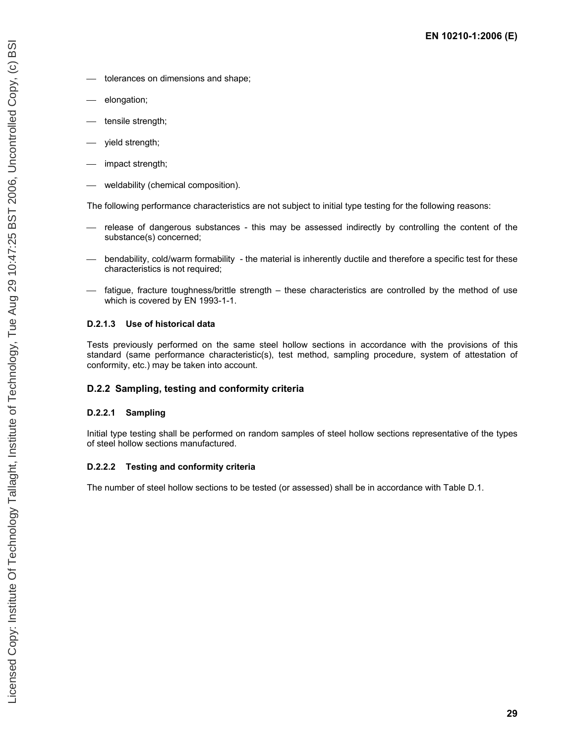- tolerances on dimensions and shape;
- elongation;
- tensile strength;
- yield strength;
- impact strength;
- weldability (chemical composition).

The following performance characteristics are not subject to initial type testing for the following reasons:

- release of dangerous substances - this may be assessed indirectly by controlling the content of the substance(s) concerned;
- bendability, cold/warm formability - the material is inherently ductile and therefore a specific test for these characteristics is not required;
- fatigue, fracture toughness/brittle strength – these characteristics are controlled by the method of use which is covered by EN 1993-1-1.

#### D.2.1.3 Use of historical data

Tests previously performed on the same steel hollow sections in accordance with the provisions of this standard (same performance characteristic(s), test method, sampling procedure, system of attestation of conformity, etc.) may be taken into account.

### D.2.2 Sampling, testing and conformity criteria

#### D.2.2.1 Sampling

Initial type testing shall be performed on random samples of steel hollow sections representative of the types of steel hollow sections manufactured.

#### D.2.2.2 Testing and conformity criteria

The number of steel hollow sections to be tested (or assessed) shall be in accordance with Table D.1.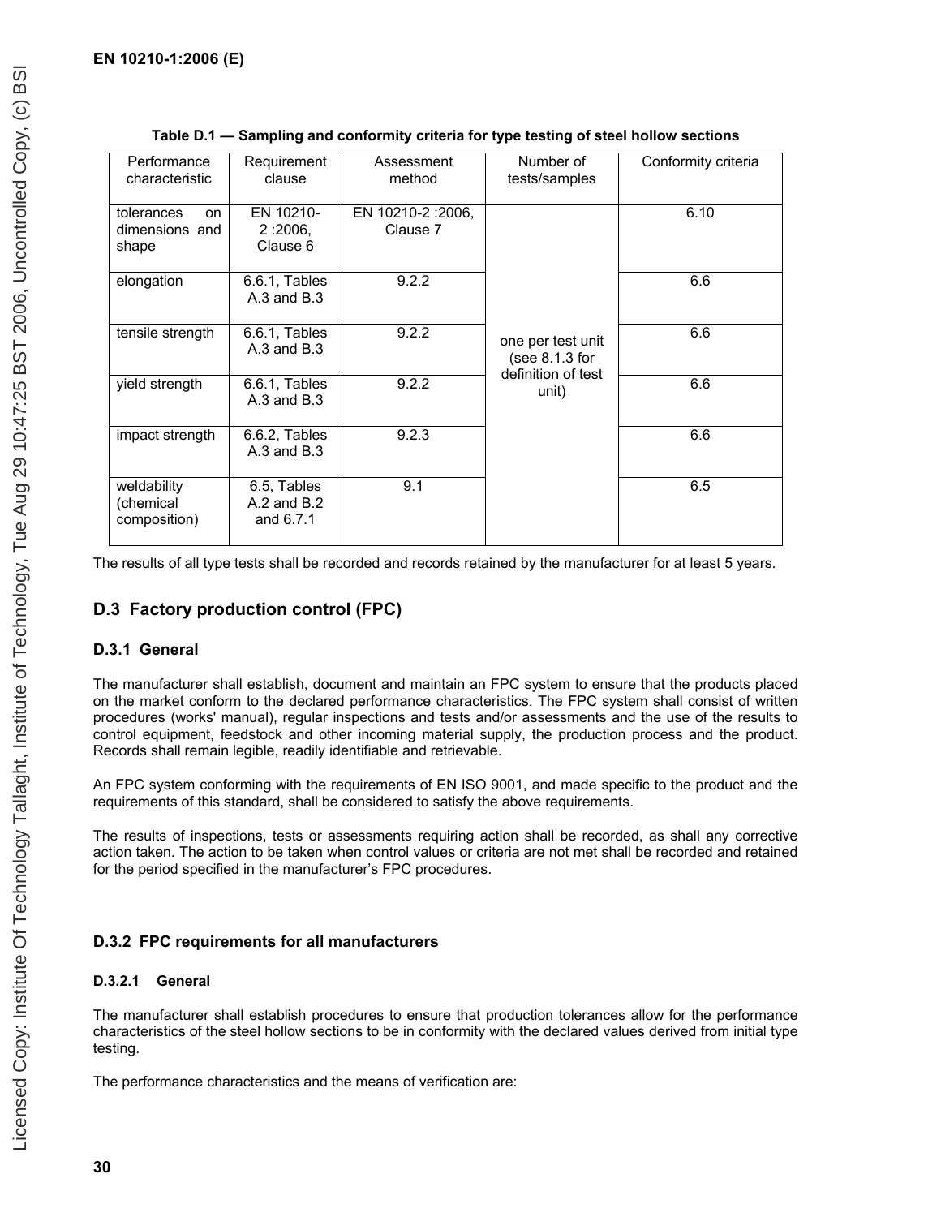**Table D.1 — Sampling and conformity criteria for type testing of steel hollow sections**

| Performance characteristic | Requirement clause | Assessment method | Number of tests/samples | Conformity criteria |
|---|---|---|---|---|
| tolerances on dimensions and shape | EN 10210-2 :2006, Clause 6 | EN 10210-2 :2006, Clause 7 | one per test unit (see 8.1.3 for definition of test unit) | 6.10 |
| elongation | 6.6.1, Tables A.3 and B.3 | 9.2.2 | | 6.6 |
| tensile strength | 6.6.1, Tables A.3 and B.3 | 9.2.2 | | 6.6 |
| yield strength | 6.6.1, Tables A.3 and B.3 | 9.2.2 | | 6.6 |
| impact strength | 6.6.2, Tables A.3 and B.3 | 9.2.3 | | 6.6 |
| weldability (chemical composition) | 6.5, Tables A.2 and B.2 and 6.7.1 | 9.1 | | 6.5 |

The results of all type tests shall be recorded and records retained by the manufacturer for at least 5 years.

## D.3 Factory production control (FPC)

### D.3.1 General

The manufacturer shall establish, document and maintain an FPC system to ensure that the products placed on the market conform to the declared performance characteristics. The FPC system shall consist of written procedures (works' manual), regular inspections and tests and/or assessments and the use of the results to control equipment, feedstock and other incoming material supply, the production process and the product. Records shall remain legible, readily identifiable and retrievable.

An FPC system conforming with the requirements of EN ISO 9001, and made specific to the product and the requirements of this standard, shall be considered to satisfy the above requirements.

The results of inspections, tests or assessments requiring action shall be recorded, as shall any corrective action taken. The action to be taken when control values or criteria are not met shall be recorded and retained for the period specified in the manufacturer's FPC procedures.

### D.3.2 FPC requirements for all manufacturers

#### D.3.2.1 General

The manufacturer shall establish procedures to ensure that production tolerances allow for the performance characteristics of the steel hollow sections to be in conformity with the declared values derived from initial type testing.

The performance characteristics and the means of verification are: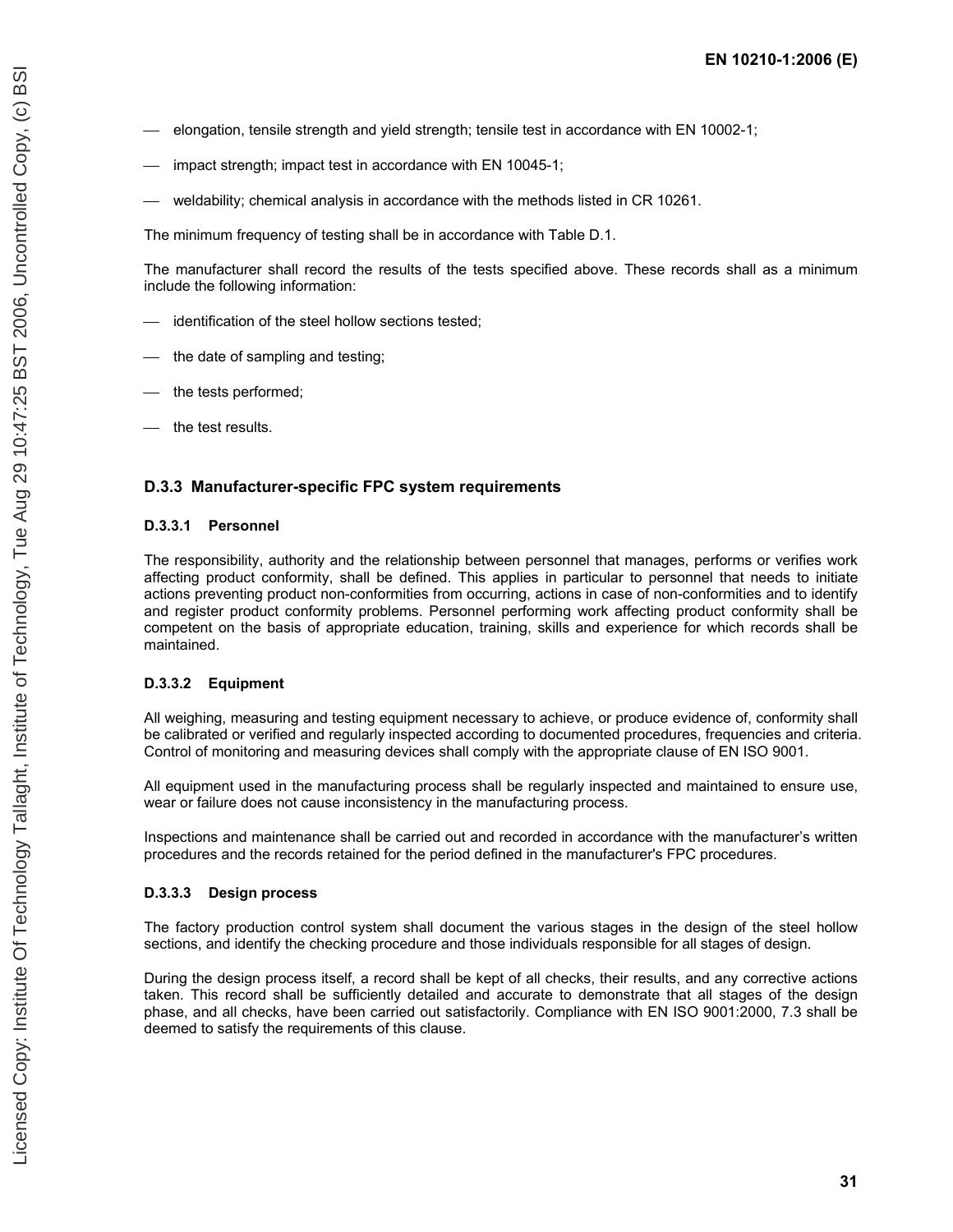- elongation, tensile strength and yield strength; tensile test in accordance with EN 10002-1;
- impact strength; impact test in accordance with EN 10045-1;
- weldability; chemical analysis in accordance with the methods listed in CR 10261.

The minimum frequency of testing shall be in accordance with Table D.1.

The manufacturer shall record the results of the tests specified above. These records shall as a minimum include the following information:

- identification of the steel hollow sections tested;
- the date of sampling and testing;
- the tests performed;
- the test results.

### D.3.3 Manufacturer-specific FPC system requirements

#### D.3.3.1 Personnel

The responsibility, authority and the relationship between personnel that manages, performs or verifies work affecting product conformity, shall be defined. This applies in particular to personnel that needs to initiate actions preventing product non-conformities from occurring, actions in case of non-conformities and to identify and register product conformity problems. Personnel performing work affecting product conformity shall be competent on the basis of appropriate education, training, skills and experience for which records shall be maintained.

#### D.3.3.2 Equipment

All weighing, measuring and testing equipment necessary to achieve, or produce evidence of, conformity shall be calibrated or verified and regularly inspected according to documented procedures, frequencies and criteria. Control of monitoring and measuring devices shall comply with the appropriate clause of EN ISO 9001.

All equipment used in the manufacturing process shall be regularly inspected and maintained to ensure use, wear or failure does not cause inconsistency in the manufacturing process.

Inspections and maintenance shall be carried out and recorded in accordance with the manufacturer's written procedures and the records retained for the period defined in the manufacturer's FPC procedures.

#### D.3.3.3 Design process

The factory production control system shall document the various stages in the design of the steel hollow sections, and identify the checking procedure and those individuals responsible for all stages of design.

During the design process itself, a record shall be kept of all checks, their results, and any corrective actions taken. This record shall be sufficiently detailed and accurate to demonstrate that all stages of the design phase, and all checks, have been carried out satisfactorily. Compliance with EN ISO 9001:2000, 7.3 shall be deemed to satisfy the requirements of this clause.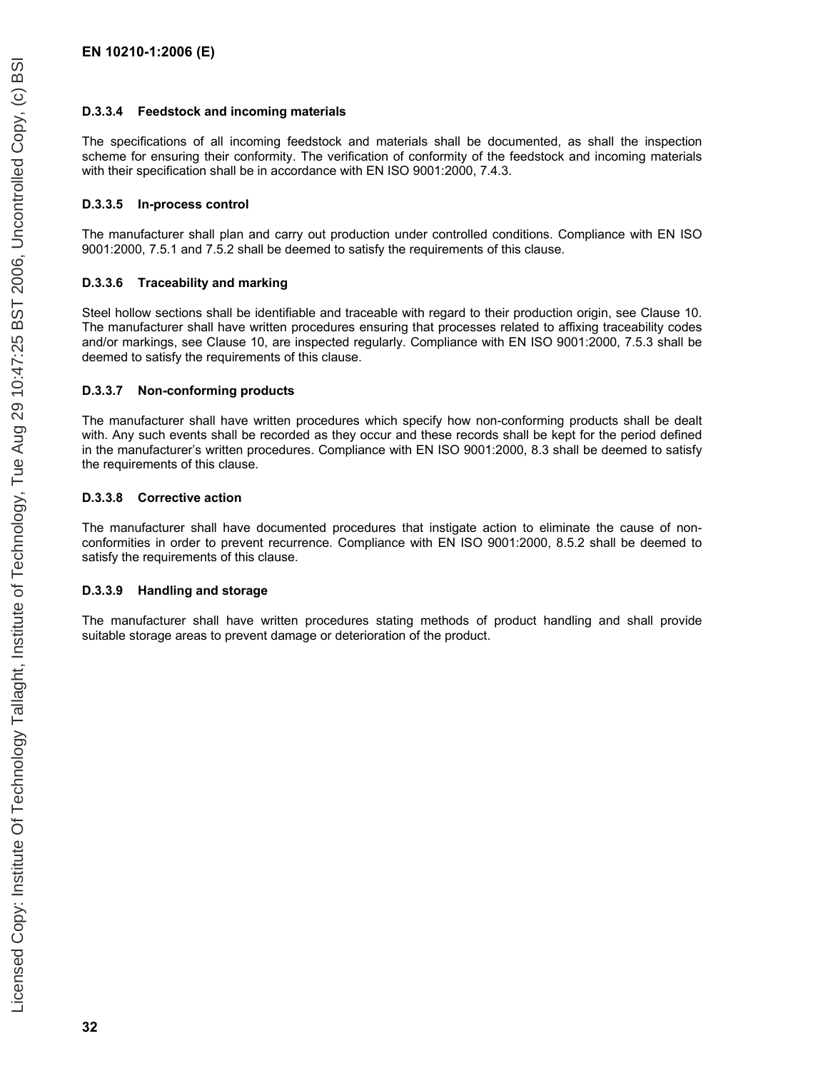#### D.3.3.4 Feedstock and incoming materials

The specifications of all incoming feedstock and materials shall be documented, as shall the inspection scheme for ensuring their conformity. The verification of conformity of the feedstock and incoming materials with their specification shall be in accordance with EN ISO 9001:2000, 7.4.3.

#### D.3.3.5 In-process control

The manufacturer shall plan and carry out production under controlled conditions. Compliance with EN ISO 9001:2000, 7.5.1 and 7.5.2 shall be deemed to satisfy the requirements of this clause.

#### D.3.3.6 Traceability and marking

Steel hollow sections shall be identifiable and traceable with regard to their production origin, see Clause 10. The manufacturer shall have written procedures ensuring that processes related to affixing traceability codes and/or markings, see Clause 10, are inspected regularly. Compliance with EN ISO 9001:2000, 7.5.3 shall be deemed to satisfy the requirements of this clause.

#### D.3.3.7 Non-conforming products

The manufacturer shall have written procedures which specify how non-conforming products shall be dealt with. Any such events shall be recorded as they occur and these records shall be kept for the period defined in the manufacturer's written procedures. Compliance with EN ISO 9001:2000, 8.3 shall be deemed to satisfy the requirements of this clause.

#### D.3.3.8 Corrective action

The manufacturer shall have documented procedures that instigate action to eliminate the cause of non-conformities in order to prevent recurrence. Compliance with EN ISO 9001:2000, 8.5.2 shall be deemed to satisfy the requirements of this clause.

#### D.3.3.9 Handling and storage

The manufacturer shall have written procedures stating methods of product handling and shall provide suitable storage areas to prevent damage or deterioration of the product.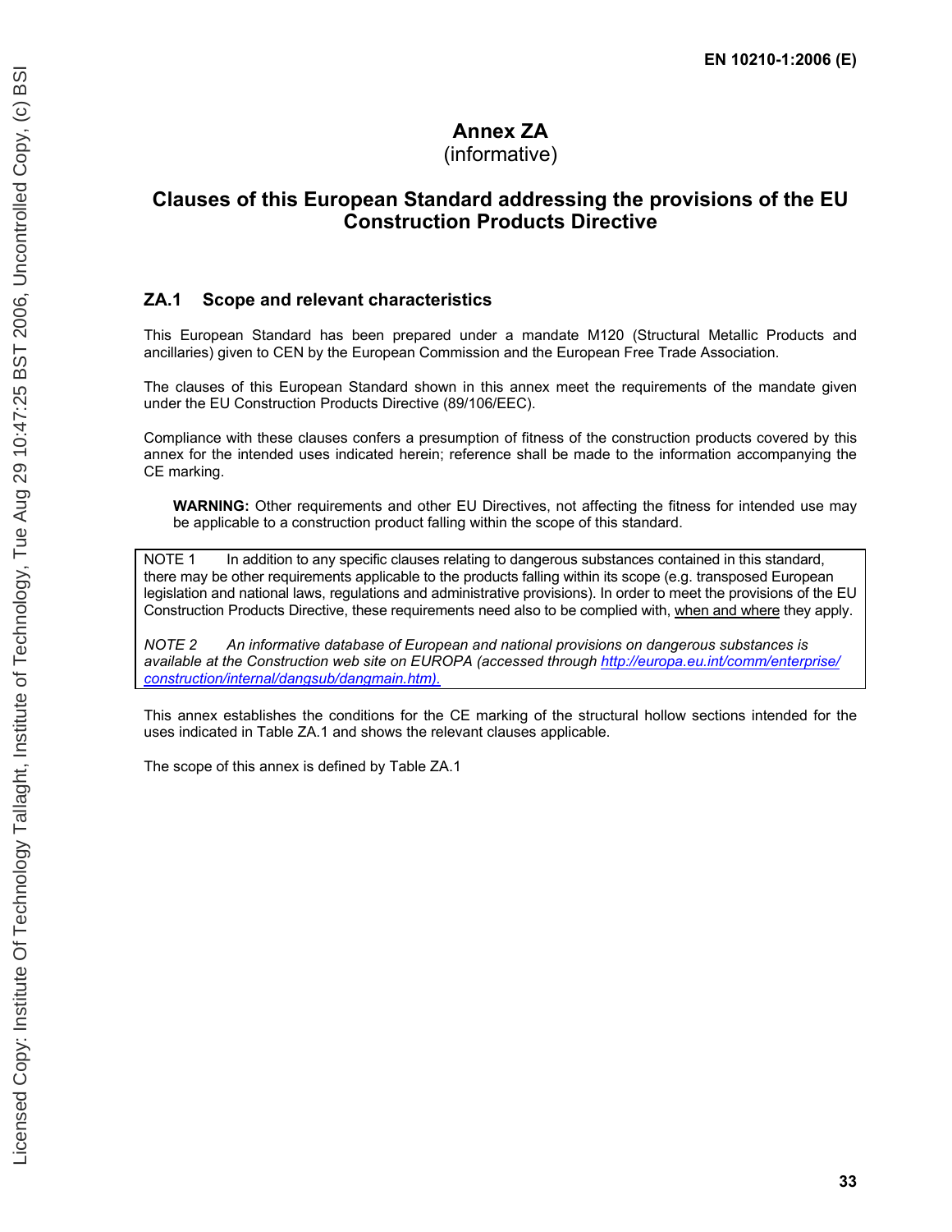# Annex ZA
(informative)

# Clauses of this European Standard addressing the provisions of the EU Construction Products Directive

## ZA.1 Scope and relevant characteristics

This European Standard has been prepared under a mandate M120 (Structural Metallic Products and ancillaries) given to CEN by the European Commission and the European Free Trade Association.

The clauses of this European Standard shown in this annex meet the requirements of the mandate given under the EU Construction Products Directive (89/106/EEC).

Compliance with these clauses confers a presumption of fitness of the construction products covered by this annex for the intended uses indicated herein; reference shall be made to the information accompanying the CE marking.

> **WARNING:** Other requirements and other EU Directives, not affecting the fitness for intended use may be applicable to a construction product falling within the scope of this standard.

NOTE 1 In addition to any specific clauses relating to dangerous substances contained in this standard, there may be other requirements applicable to the products falling within its scope (e.g. transposed European legislation and national laws, regulations and administrative provisions). In order to meet the provisions of the EU Construction Products Directive, these requirements need also to be complied with, when and where they apply.

*NOTE 2 An informative database of European and national provisions on dangerous substances is available at the Construction web site on EUROPA (accessed through http://europa.eu.int/comm/enterprise/construction/internal/dangsub/dangmain.htm).*

This annex establishes the conditions for the CE marking of the structural hollow sections intended for the uses indicated in Table ZA.1 and shows the relevant clauses applicable.

The scope of this annex is defined by Table ZA.1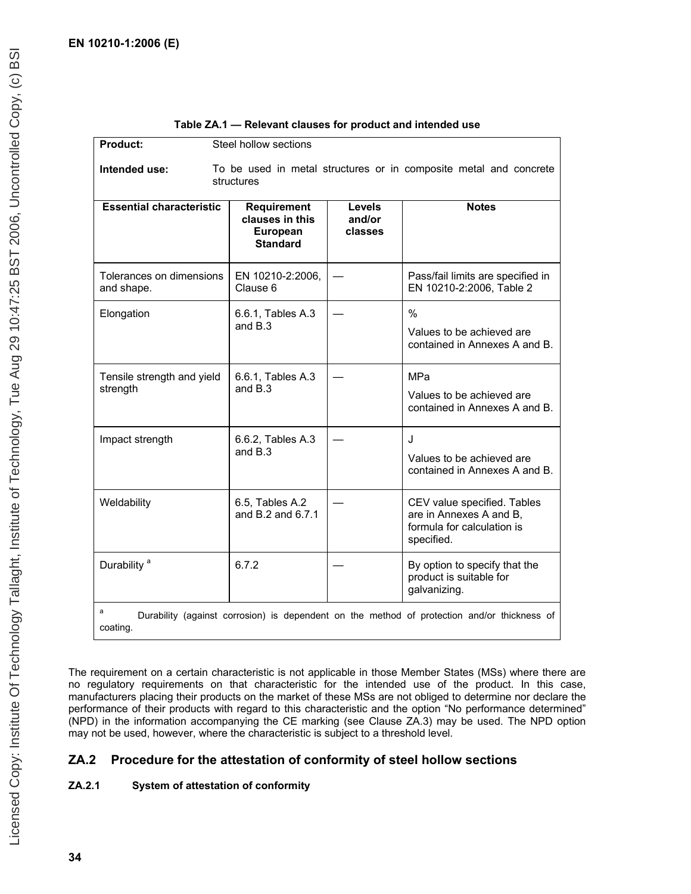**Table ZA.1 — Relevant clauses for product and intended use**

| **Product:** | Steel hollow sections | | |
|---|---|---|---|
| **Intended use:** | To be used in metal structures or in composite metal and concrete structures | | |
| **Essential characteristic** | **Requirement clauses in this European Standard** | **Levels and/or classes** | **Notes** |
| Tolerances on dimensions and shape. | EN 10210-2:2006, Clause 6 | — | Pass/fail limits are specified in EN 10210-2:2006, Table 2 |
| Elongation | 6.6.1, Tables A.3 and B.3 | — | % <br> Values to be achieved are contained in Annexes A and B. |
| Tensile strength and yield strength | 6.6.1, Tables A.3 and B.3 | — | MPa <br> Values to be achieved are contained in Annexes A and B. |
| Impact strength | 6.6.2, Tables A.3 and B.3 | — | J <br> Values to be achieved are contained in Annexes A and B. |
| Weldability | 6.5, Tables A.2 and B.2 and 6.7.1 | — | CEV value specified. Tables are in Annexes A and B, formula for calculation is specified. |
| Durability [a] | 6.7.2 | — | By option to specify that the product is suitable for galvanizing. |

[a] Durability (against corrosion) is dependent on the method of protection and/or thickness of coating.

The requirement on a certain characteristic is not applicable in those Member States (MSs) where there are no regulatory requirements on that characteristic for the intended use of the product. In this case, manufacturers placing their products on the market of these MSs are not obliged to determine nor declare the performance of their products with regard to this characteristic and the option "No performance determined" (NPD) in the information accompanying the CE marking (see Clause ZA.3) may be used. The NPD option may not be used, however, where the characteristic is subject to a threshold level.

## ZA.2 Procedure for the attestation of conformity of steel hollow sections

### ZA.2.1 System of attestation of conformity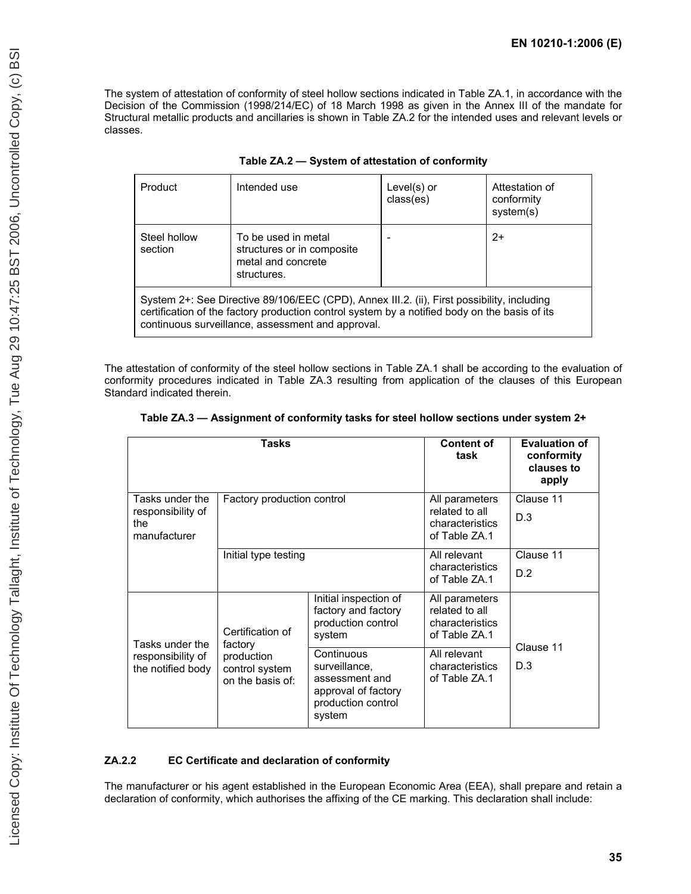The system of attestation of conformity of steel hollow sections indicated in Table ZA.1, in accordance with the Decision of the Commission (1998/214/EC) of 18 March 1998 as given in the Annex III of the mandate for Structural metallic products and ancillaries is shown in Table ZA.2 for the intended uses and relevant levels or classes.

**Table ZA.2 — System of attestation of conformity**

| Product | Intended use | Level(s) or class(es) | Attestation of conformity system(s) |
|---|---|---|---|
| Steel hollow section | To be used in metal structures or in composite metal and concrete structures. | - | 2+ |
| System 2+: See Directive 89/106/EEC (CPD), Annex III.2. (ii), First possibility, including certification of the factory production control system by a notified body on the basis of its continuous surveillance, assessment and approval. | | | |

The attestation of conformity of the steel hollow sections in Table ZA.1 shall be according to the evaluation of conformity procedures indicated in Table ZA.3 resulting from application of the clauses of this European Standard indicated therein.

**Table ZA.3 — Assignment of conformity tasks for steel hollow sections under system 2+**

| Tasks | | | Content of task | Evaluation of conformity clauses to apply |
|---|---|---|---|---|
| Tasks under the responsibility of the manufacturer | Factory production control | | All parameters related to all characteristics of Table ZA.1 | Clause 11<br>D.3 |
| | Initial type testing | | All relevant characteristics of Table ZA.1 | Clause 11<br>D.2 |
| Tasks under the responsibility of the notified body | Certification of factory production control system on the basis of: | Initial inspection of factory and factory production control system | All parameters related to all characteristics of Table ZA.1 | Clause 11<br>D.3 |
| | | Continuous surveillance, assessment and approval of factory production control system | All relevant characteristics of Table ZA.1 | |

### ZA.2.2 EC Certificate and declaration of conformity

The manufacturer or his agent established in the European Economic Area (EEA), shall prepare and retain a declaration of conformity, which authorises the affixing of the CE marking. This declaration shall include: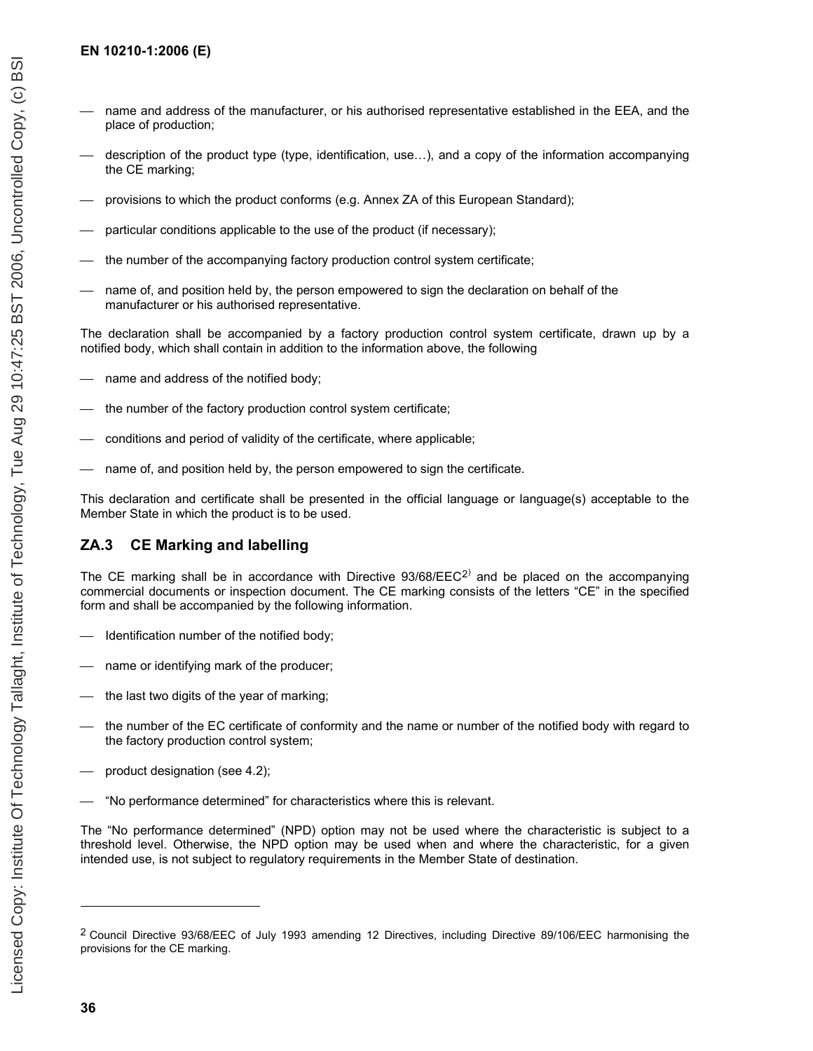- name and address of the manufacturer, or his authorised representative established in the EEA, and the place of production;
- description of the product type (type, identification, use…), and a copy of the information accompanying the CE marking;
- provisions to which the product conforms (e.g. Annex ZA of this European Standard);
- particular conditions applicable to the use of the product (if necessary);
- the number of the accompanying factory production control system certificate;
- name of, and position held by, the person empowered to sign the declaration on behalf of the manufacturer or his authorised representative.

The declaration shall be accompanied by a factory production control system certificate, drawn up by a notified body, which shall contain in addition to the information above, the following

- name and address of the notified body;
- the number of the factory production control system certificate;
- conditions and period of validity of the certificate, where applicable;
- name of, and position held by, the person empowered to sign the certificate.

This declaration and certificate shall be presented in the official language or language(s) acceptable to the Member State in which the product is to be used.

## ZA.3 CE Marking and labelling

The CE marking shall be in accordance with Directive 93/68/EEC[2)] and be placed on the accompanying commercial documents or inspection document. The CE marking consists of the letters "CE" in the specified form and shall be accompanied by the following information.

- Identification number of the notified body;
- name or identifying mark of the producer;
- the last two digits of the year of marking;
- the number of the EC certificate of conformity and the name or number of the notified body with regard to the factory production control system;
- product designation (see 4.2);
- "No performance determined" for characteristics where this is relevant.

The "No performance determined" (NPD) option may not be used where the characteristic is subject to a threshold level. Otherwise, the NPD option may be used when and where the characteristic, for a given intended use, is not subject to regulatory requirements in the Member State of destination.

---

[2] Council Directive 93/68/EEC of July 1993 amending 12 Directives, including Directive 89/106/EEC harmonising the provisions for the CE marking.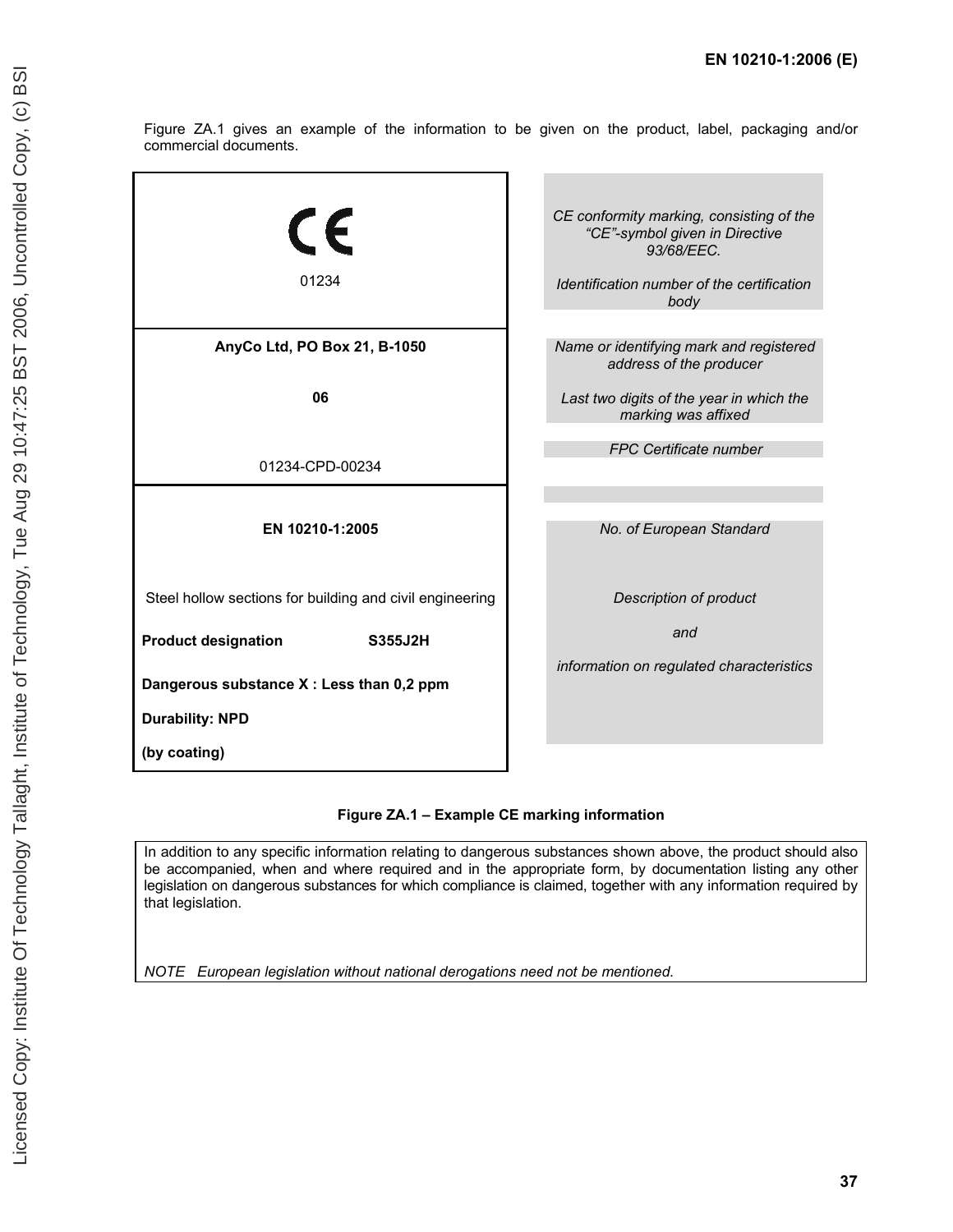Figure ZA.1 gives an example of the information to be given on the product, label, packaging and/or commercial documents.

| | |
|---|---|
| CE<br>01234 | *CE conformity marking, consisting of the "CE"-symbol given in Directive 93/68/EEC.*<br>*Identification number of the certification body* |
| **AnyCo Ltd, PO Box 21, B-1050**<br>**06**<br>01234-CPD-00234 | *Name or identifying mark and registered address of the producer*<br>*Last two digits of the year in which the marking was affixed*<br>*FPC Certificate number* |
| **EN 10210-1:2005** | *No. of European Standard* |
| Steel hollow sections for building and civil engineering<br>**Product designation S355J2H**<br>**Dangerous substance X : Less than 0,2 ppm**<br>**Durability: NPD**<br>**(by coating)** | *Description of product*<br>*and*<br>*information on regulated characteristics* |

**Figure ZA.1 – Example CE marking information**

In addition to any specific information relating to dangerous substances shown above, the product should also be accompanied, when and where required and in the appropriate form, by documentation listing any other legislation on dangerous substances for which compliance is claimed, together with any information required by that legislation.

*NOTE European legislation without national derogations need not be mentioned.*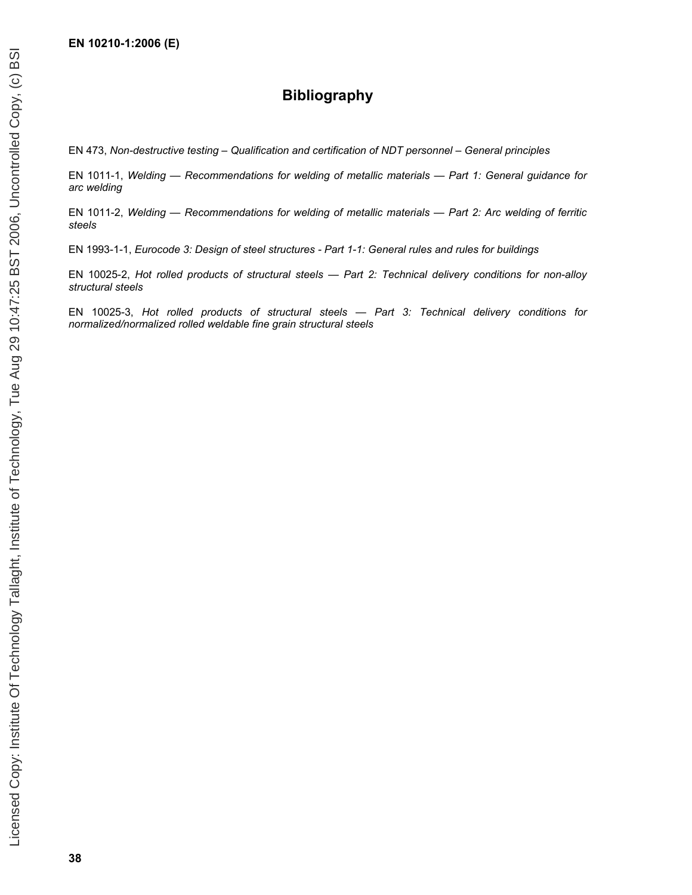# Bibliography

EN 473, *Non-destructive testing – Qualification and certification of NDT personnel – General principles*

EN 1011-1, *Welding — Recommendations for welding of metallic materials — Part 1: General guidance for arc welding*

EN 1011-2, *Welding — Recommendations for welding of metallic materials — Part 2: Arc welding of ferritic steels*

EN 1993-1-1, *Eurocode 3: Design of steel structures - Part 1-1: General rules and rules for buildings*

EN 10025-2, *Hot rolled products of structural steels — Part 2: Technical delivery conditions for non-alloy structural steels*

EN 10025-3, *Hot rolled products of structural steels — Part 3: Technical delivery conditions for normalized/normalized rolled weldable fine grain structural steels*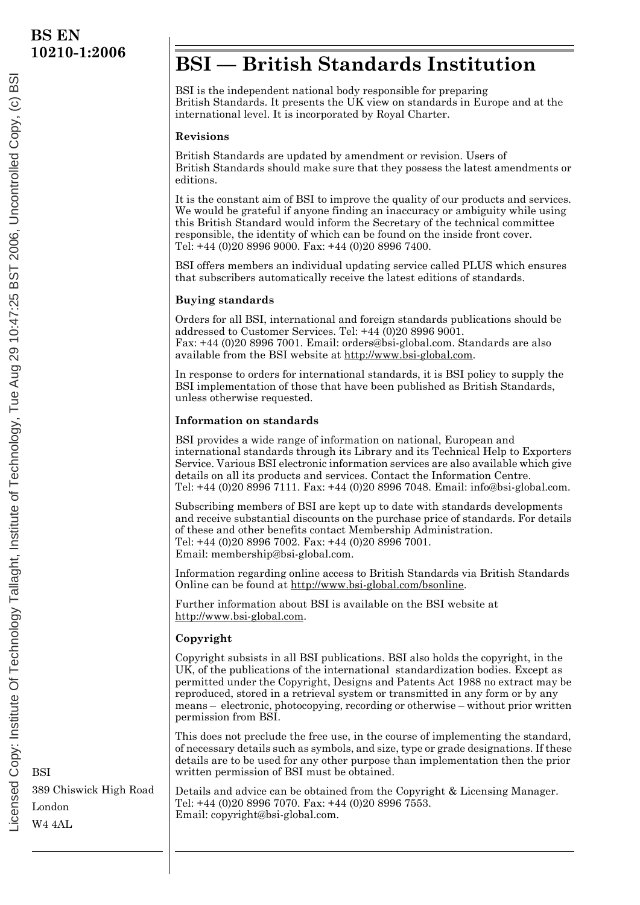# BSI — British Standards Institution

BSI is the independent national body responsible for preparing British Standards. It presents the UK view on standards in Europe and at the international level. It is incorporated by Royal Charter.

### Revisions

British Standards are updated by amendment or revision. Users of British Standards should make sure that they possess the latest amendments or editions.

It is the constant aim of BSI to improve the quality of our products and services. We would be grateful if anyone finding an inaccuracy or ambiguity while using this British Standard would inform the Secretary of the technical committee responsible, the identity of which can be found on the inside front cover. Tel: +44 (0)20 8996 9000. Fax: +44 (0)20 8996 7400.

BSI offers members an individual updating service called PLUS which ensures that subscribers automatically receive the latest editions of standards.

### Buying standards

Orders for all BSI, international and foreign standards publications should be addressed to Customer Services. Tel: +44 (0)20 8996 9001. Fax: +44 (0)20 8996 7001. Email: orders@bsi-global.com. Standards are also available from the BSI website at http://www.bsi-global.com.

In response to orders for international standards, it is BSI policy to supply the BSI implementation of those that have been published as British Standards, unless otherwise requested.

### Information on standards

BSI provides a wide range of information on national, European and international standards through its Library and its Technical Help to Exporters Service. Various BSI electronic information services are also available which give details on all its products and services. Contact the Information Centre. Tel: +44 (0)20 8996 7111. Fax: +44 (0)20 8996 7048. Email: info@bsi-global.com.

Subscribing members of BSI are kept up to date with standards developments and receive substantial discounts on the purchase price of standards. For details of these and other benefits contact Membership Administration. Tel: +44 (0)20 8996 7002. Fax: +44 (0)20 8996 7001. Email: membership@bsi-global.com.

Information regarding online access to British Standards via British Standards Online can be found at http://www.bsi-global.com/bsonline.

Further information about BSI is available on the BSI website at http://www.bsi-global.com.

### Copyright

Copyright subsists in all BSI publications. BSI also holds the copyright, in the UK, of the publications of the international standardization bodies. Except as permitted under the Copyright, Designs and Patents Act 1988 no extract may be reproduced, stored in a retrieval system or transmitted in any form or by any means – electronic, photocopying, recording or otherwise – without prior written permission from BSI.

This does not preclude the free use, in the course of implementing the standard, of necessary details such as symbols, and size, type or grade designations. If these details are to be used for any other purpose than implementation then the prior written permission of BSI must be obtained.

Details and advice can be obtained from the Copyright & Licensing Manager. Tel: +44 (0)20 8996 7070. Fax: +44 (0)20 8996 7553. Email: copyright@bsi-global.com.

BSI
389 Chiswick High Road
London
W4 4AL